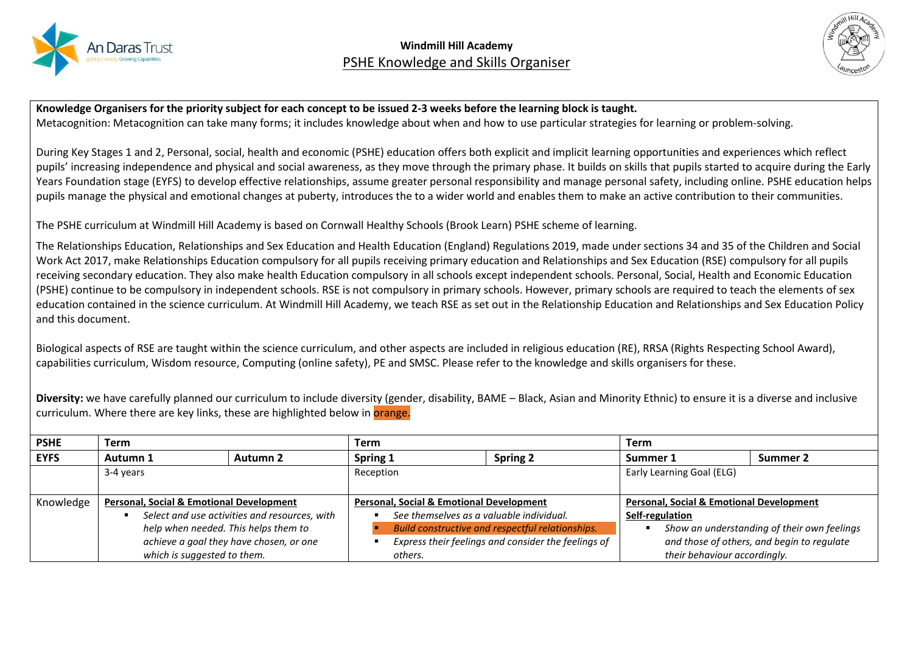**Windmill Hill Academy**

# PSHE Knowledge and Skills Organiser

**Knowledge Organisers for the priority subject for each concept to be issued 2-3 weeks before the learning block is taught.**
Metacognition: Metacognition can take many forms; it includes knowledge about when and how to use particular strategies for learning or problem-solving.

During Key Stages 1 and 2, Personal, social, health and economic (PSHE) education offers both explicit and implicit learning opportunities and experiences which reflect pupils' increasing independence and physical and social awareness, as they move through the primary phase. It builds on skills that pupils started to acquire during the Early Years Foundation stage (EYFS) to develop effective relationships, assume greater personal responsibility and manage personal safety, including online. PSHE education helps pupils manage the physical and emotional changes at puberty, introduces the to a wider world and enables them to make an active contribution to their communities.

The PSHE curriculum at Windmill Hill Academy is based on Cornwall Healthy Schools (Brook Learn) PSHE scheme of learning.

The Relationships Education, Relationships and Sex Education and Health Education (England) Regulations 2019, made under sections 34 and 35 of the Children and Social Work Act 2017, make Relationships Education compulsory for all pupils receiving primary education and Relationships and Sex Education (RSE) compulsory for all pupils receiving secondary education. They also make health Education compulsory in all schools except independent schools. Personal, Social, Health and Economic Education (PSHE) continue to be compulsory in independent schools. RSE is not compulsory in primary schools. However, primary schools are required to teach the elements of sex education contained in the science curriculum. At Windmill Hill Academy, we teach RSE as set out in the Relationship Education and Relationships and Sex Education Policy and this document.

Biological aspects of RSE are taught within the science curriculum, and other aspects are included in religious education (RE), RRSA (Rights Respecting School Award), capabilities curriculum, Wisdom resource, Computing (online safety), PE and SMSC. Please refer to the knowledge and skills organisers for these.

**Diversity:** we have carefully planned our curriculum to include diversity (gender, disability, BAME – Black, Asian and Minority Ethnic) to ensure it is a diverse and inclusive curriculum. Where there are key links, these are highlighted below in orange.

| **PSHE** | **Term** | | **Term** | | **Term** | |
|---|---|---|---|---|---|---|
| **EYFS** | **Autumn 1** | **Autumn 2** | **Spring 1** | **Spring 2** | **Summer 1** | **Summer 2** |
| | 3-4 years | | Reception | | Early Learning Goal (ELG) | |
| Knowledge | **Personal, Social & Emotional Development**<br>▪ *Select and use activities and resources, with help when needed. This helps them to achieve a goal they have chosen, or one which is suggested to them.* | | **Personal, Social & Emotional Development**<br>▪ *See themselves as a valuable individual.*<br>▪ *Build constructive and respectful relationships.*<br>▪ *Express their feelings and consider the feelings of others.* | | **Personal, Social & Emotional Development**<br>**Self-regulation**<br>▪ *Show an understanding of their own feelings and those of others, and begin to regulate their behaviour accordingly.* | |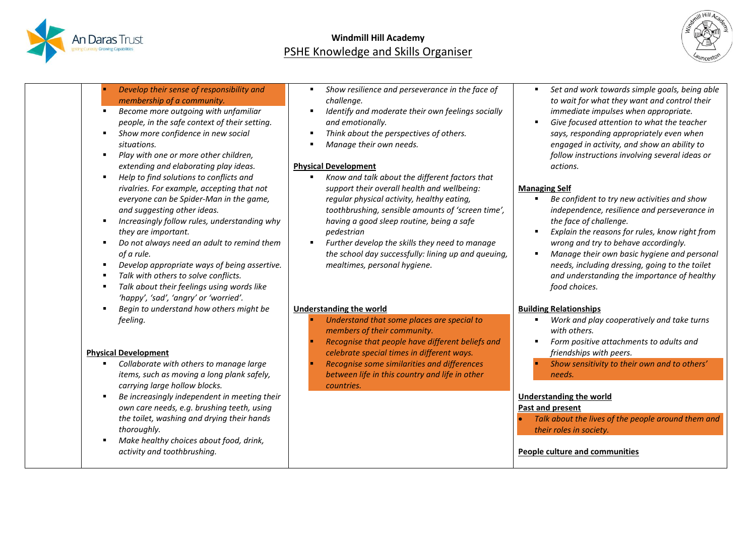**Windmill Hill Academy**

PSHE Knowledge and Skills Organiser

| | | | |
|---|---|---|---|
| | - *Develop their sense of responsibility and membership of a community.*<br>- *Become more outgoing with unfamiliar people, in the safe context of their setting.*<br>- *Show more confidence in new social situations.*<br>- *Play with one or more other children, extending and elaborating play ideas.*<br>- *Help to find solutions to conflicts and rivalries. For example, accepting that not everyone can be Spider-Man in the game, and suggesting other ideas.*<br>- *Increasingly follow rules, understanding why they are important.*<br>- *Do not always need an adult to remind them of a rule.*<br>- *Develop appropriate ways of being assertive.*<br>- *Talk with others to solve conflicts.*<br>- *Talk about their feelings using words like 'happy', 'sad', 'angry' or 'worried'.*<br>- *Begin to understand how others might be feeling.*<br><br>**Physical Development**<br>- *Collaborate with others to manage large items, such as moving a long plank safely, carrying large hollow blocks.*<br>- *Be increasingly independent in meeting their own care needs, e.g. brushing teeth, using the toilet, washing and drying their hands thoroughly.*<br>- *Make healthy choices about food, drink, activity and toothbrushing.* | - *Show resilience and perseverance in the face of challenge.*<br>- *Identify and moderate their own feelings socially and emotionally.*<br>- *Think about the perspectives of others.*<br>- *Manage their own needs.*<br><br>**Physical Development**<br>- *Know and talk about the different factors that support their overall health and wellbeing: regular physical activity, healthy eating, toothbrushing, sensible amounts of 'screen time', having a good sleep routine, being a safe pedestrian*<br>- *Further develop the skills they need to manage the school day successfully: lining up and queuing, mealtimes, personal hygiene.*<br><br>**Understanding the world**<br>- *Understand that some places are special to members of their community.*<br>- *Recognise that people have different beliefs and celebrate special times in different ways.*<br>- *Recognise some similarities and differences between life in this country and life in other countries.* | - *Set and work towards simple goals, being able to wait for what they want and control their immediate impulses when appropriate.*<br>- *Give focused attention to what the teacher says, responding appropriately even when engaged in activity, and show an ability to follow instructions involving several ideas or actions.*<br><br>**Managing Self**<br>- *Be confident to try new activities and show independence, resilience and perseverance in the face of challenge.*<br>- *Explain the reasons for rules, know right from wrong and try to behave accordingly.*<br>- *Manage their own basic hygiene and personal needs, including dressing, going to the toilet and understanding the importance of healthy food choices.*<br><br>**Building Relationships**<br>- *Work and play cooperatively and take turns with others.*<br>- *Form positive attachments to adults and friendships with peers.*<br>- *Show sensitivity to their own and to others' needs.*<br><br>**Understanding the world**<br>**Past and present**<br>- *Talk about the lives of the people around them and their roles in society.*<br><br>**People culture and communities** |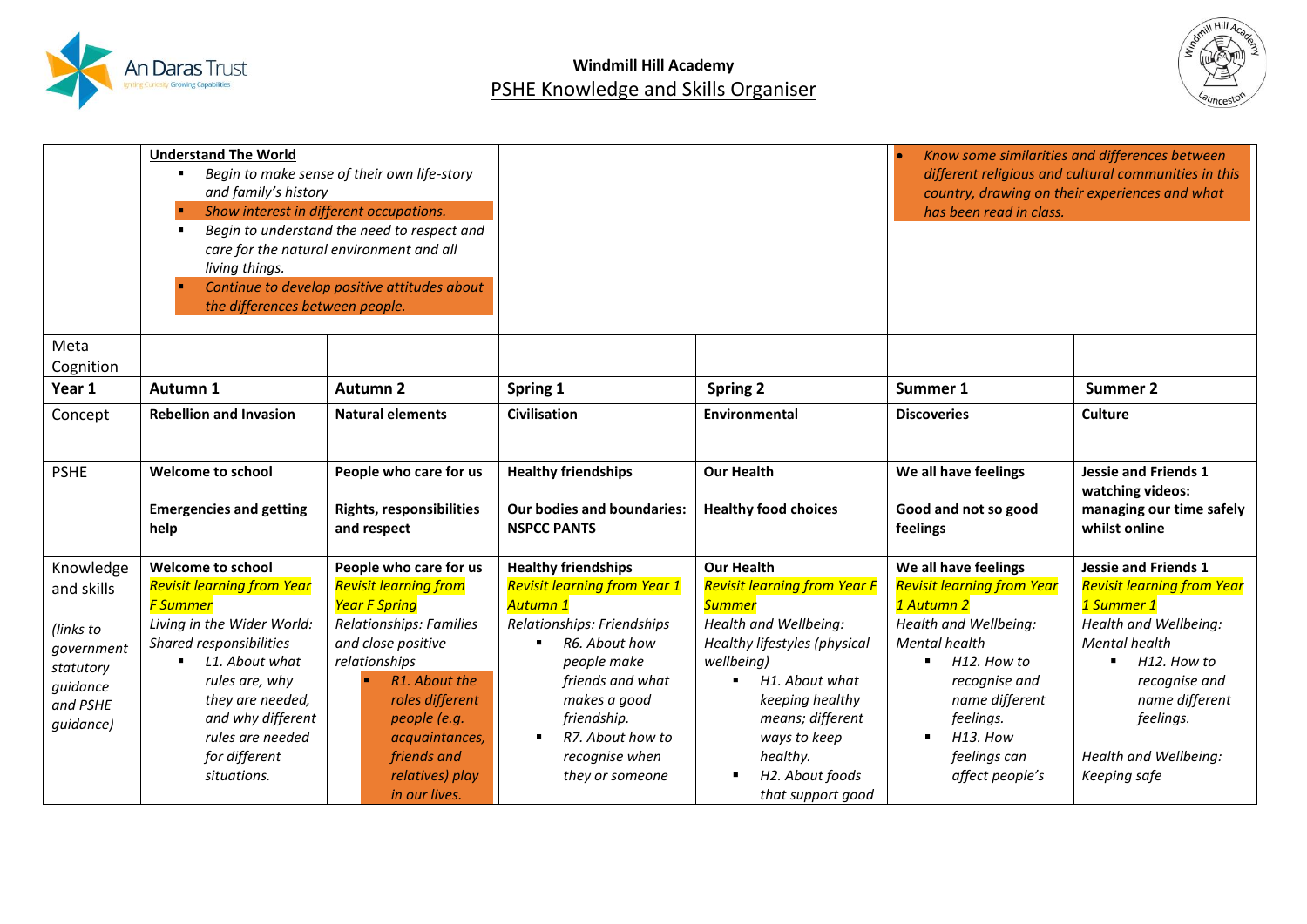**Windmill Hill Academy**

PSHE Knowledge and Skills Organiser

| | | | | | | |
|---|---|---|---|---|---|---|
| | **Understand The World**<br>▪ *Begin to make sense of their own life-story and family's history*<br>▪ *Show interest in different occupations.*<br>▪ *Begin to understand the need to respect and care for the natural environment and all living things.*<br>▪ *Continue to develop positive attitudes about the differences between people.* | | | | • *Know some similarities and differences between different religious and cultural communities in this country, drawing on their experiences and what has been read in class.* | |
| Meta Cognition | | | | | | |
| **Year 1** | **Autumn 1** | **Autumn 2** | **Spring 1** | **Spring 2** | **Summer 1** | **Summer 2** |
| Concept | **Rebellion and Invasion** | **Natural elements** | **Civilisation** | **Environmental** | **Discoveries** | **Culture** |
| PSHE | **Welcome to school**<br><br>**Emergencies and getting help** | **People who care for us**<br><br>**Rights, responsibilities and respect** | **Healthy friendships**<br><br>**Our bodies and boundaries: NSPCC PANTS** | **Our Health**<br><br>**Healthy food choices** | **We all have feelings**<br><br>**Good and not so good feelings** | **Jessie and Friends 1 watching videos: managing our time safely whilst online** |
| Knowledge and skills<br><br>*(links to government statutory guidance and PSHE guidance)* | **Welcome to school**<br>*Revisit learning from Year F Summer*<br>*Living in the Wider World: Shared responsibilities*<br>▪ *L1. About what rules are, why they are needed, and why different rules are needed for different situations.* | **People who care for us**<br>*Revisit learning from Year F Spring*<br>*Relationships: Families and close positive relationships*<br>▪ *R1. About the roles different people (e.g. acquaintances, friends and relatives) play in our lives.* | **Healthy friendships**<br>*Revisit learning from Year 1 Autumn 1*<br>*Relationships: Friendships*<br>▪ *R6. About how people make friends and what makes a good friendship.*<br>▪ *R7. About how to recognise when they or someone* | **Our Health**<br>*Revisit learning from Year F Summer*<br>*Health and Wellbeing: Healthy lifestyles (physical wellbeing)*<br>▪ *H1. About what keeping healthy means; different ways to keep healthy.*<br>▪ *H2. About foods that support good* | **We all have feelings**<br>*Revisit learning from Year 1 Autumn 2*<br>*Health and Wellbeing: Mental health*<br>▪ *H12. How to recognise and name different feelings.*<br>▪ *H13. How feelings can affect people's* | **Jessie and Friends 1**<br>*Revisit learning from Year 1 Summer 1*<br>*Health and Wellbeing: Mental health*<br>▪ *H12. How to recognise and name different feelings.*<br><br>*Health and Wellbeing: Keeping safe* |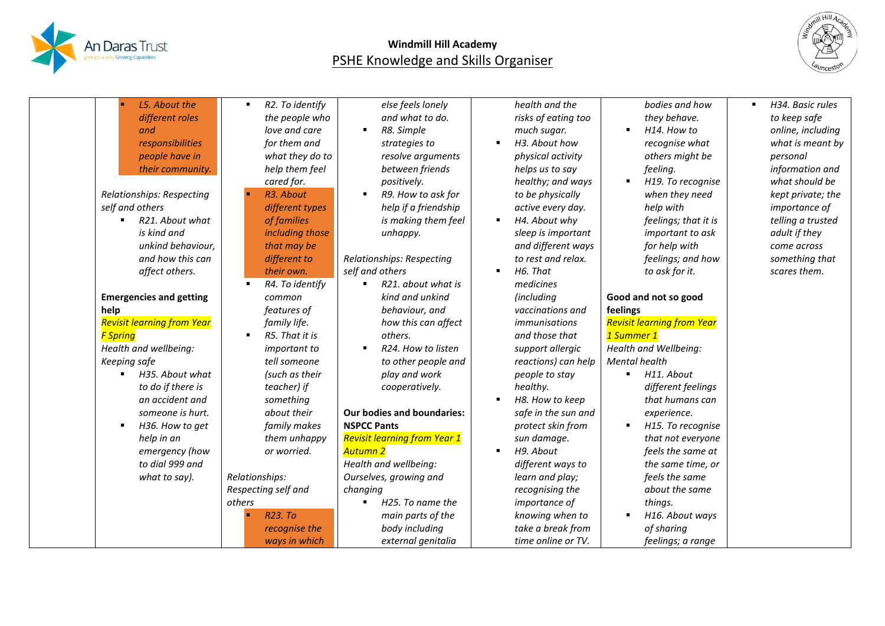**Windmill Hill Academy**
PSHE Knowledge and Skills Organiser

| | | | | | | |
|---|---|---|---|---|---|---|
| | - *L5. About the different roles and responsibilities people have in their community.*<br><br>*Relationships: Respecting self and others*<br>- *R21. About what is kind and unkind behaviour, and how this can affect others.*<br><br>**Emergencies and getting help**<br>*Revisit learning from Year F Spring*<br>*Health and wellbeing: Keeping safe*<br>- *H35. About what to do if there is an accident and someone is hurt.*<br>- *H36. How to get help in an emergency (how to dial 999 and what to say).* | - *R2. To identify the people who love and care for them and what they do to help them feel cared for.*<br>- *R3. About different types of families including those that may be different to their own.*<br>- *R4. To identify common features of family life.*<br>- *R5. That it is important to tell someone (such as their teacher) if something about their family makes them unhappy or worried.*<br><br>*Relationships: Respecting self and others*<br>- *R23. To recognise the ways in which* | *else feels lonely and what to do.*<br>- *R8. Simple strategies to resolve arguments between friends positively.*<br>- *R9. How to ask for help if a friendship is making them feel unhappy.*<br><br>*Relationships: Respecting self and others*<br>- *R21. about what is kind and unkind behaviour, and how this can affect others.*<br>- *R24. How to listen to other people and play and work cooperatively.*<br><br>**Our bodies and boundaries: NSPCC Pants**<br>*Revisit learning from Year 1 Autumn 2*<br>*Health and wellbeing: Ourselves, growing and changing*<br>- *H25. To name the main parts of the body including external genitalia* | *health and the risks of eating too much sugar.*<br>- *H3. About how physical activity helps us to say healthy; and ways to be physically active every day.*<br>- *H4. About why sleep is important and different ways to rest and relax.*<br>- *H6. That medicines (including vaccinations and immunisations and those that support allergic reactions) can help people to stay healthy.*<br>- *H8. How to keep safe in the sun and protect skin from sun damage.*<br>- *H9. About different ways to learn and play; recognising the importance of knowing when to take a break from time online or TV.* | *bodies and how they behave.*<br>- *H14. How to recognise what others might be feeling.*<br>- *H19. To recognise when they need help with feelings; that it is important to ask for help with feelings; and how to ask for it.*<br><br>**Good and not so good feelings**<br>*Revisit learning from Year 1 Summer 1*<br>*Health and Wellbeing: Mental health*<br>- *H11. About different feelings that humans can experience.*<br>- *H15. To recognise that not everyone feels the same at the same time, or feels the same about the same things.*<br>- *H16. About ways of sharing feelings; a range* | - *H34. Basic rules to keep safe online, including what is meant by personal information and what should be kept private; the importance of telling a trusted adult if they come across something that scares them.* |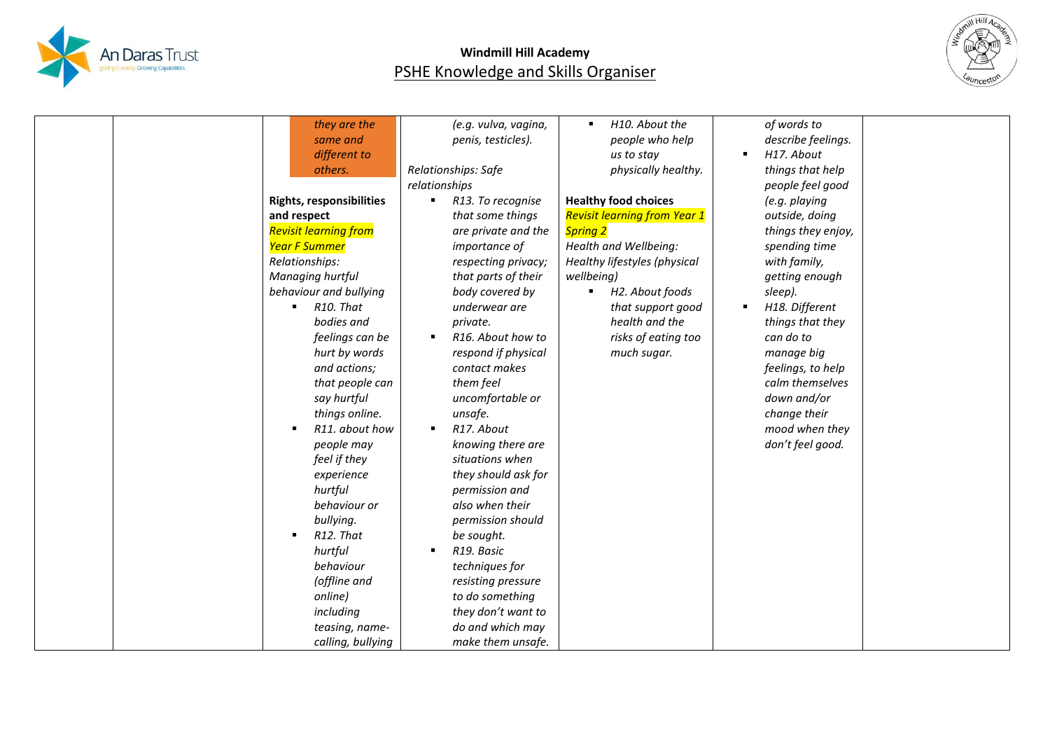**Windmill Hill Academy**
PSHE Knowledge and Skills Organiser

| | | | | | | |
|---|---|---|---|---|---|---|
| | | they are the same and different to others.<br><br>**Rights, responsibilities and respect**<br>Revisit learning from Year F Summer<br>*Relationships: Managing hurtful behaviour and bullying*<br>- *R10. That bodies and feelings can be hurt by words and actions; that people can say hurtful things online.*<br>- *R11. about how people may feel if they experience hurtful behaviour or bullying.*<br>- *R12. That hurtful behaviour (offline and online) including teasing, name-calling, bullying* | *(e.g. vulva, vagina, penis, testicles).*<br><br>*Relationships: Safe relationships*<br>- *R13. To recognise that some things are private and the importance of respecting privacy; that parts of their body covered by underwear are private.*<br>- *R16. About how to respond if physical contact makes them feel uncomfortable or unsafe.*<br>- *R17. About knowing there are situations when they should ask for permission and also when their permission should be sought.*<br>- *R19. Basic techniques for resisting pressure to do something they don't want to do and which may make them unsafe.* | - *H10. About the people who help us to stay physically healthy.*<br><br>**Healthy food choices**<br>Revisit learning from Year 1 Spring 2<br>*Health and Wellbeing: Healthy lifestyles (physical wellbeing)*<br>- *H2. About foods that support good health and the risks of eating too much sugar.* | *of words to describe feelings.*<br>- *H17. About things that help people feel good (e.g. playing outside, doing things they enjoy, spending time with family, getting enough sleep).*<br>- *H18. Different things that they can do to manage big feelings, to help calm themselves down and/or change their mood when they don't feel good.* | |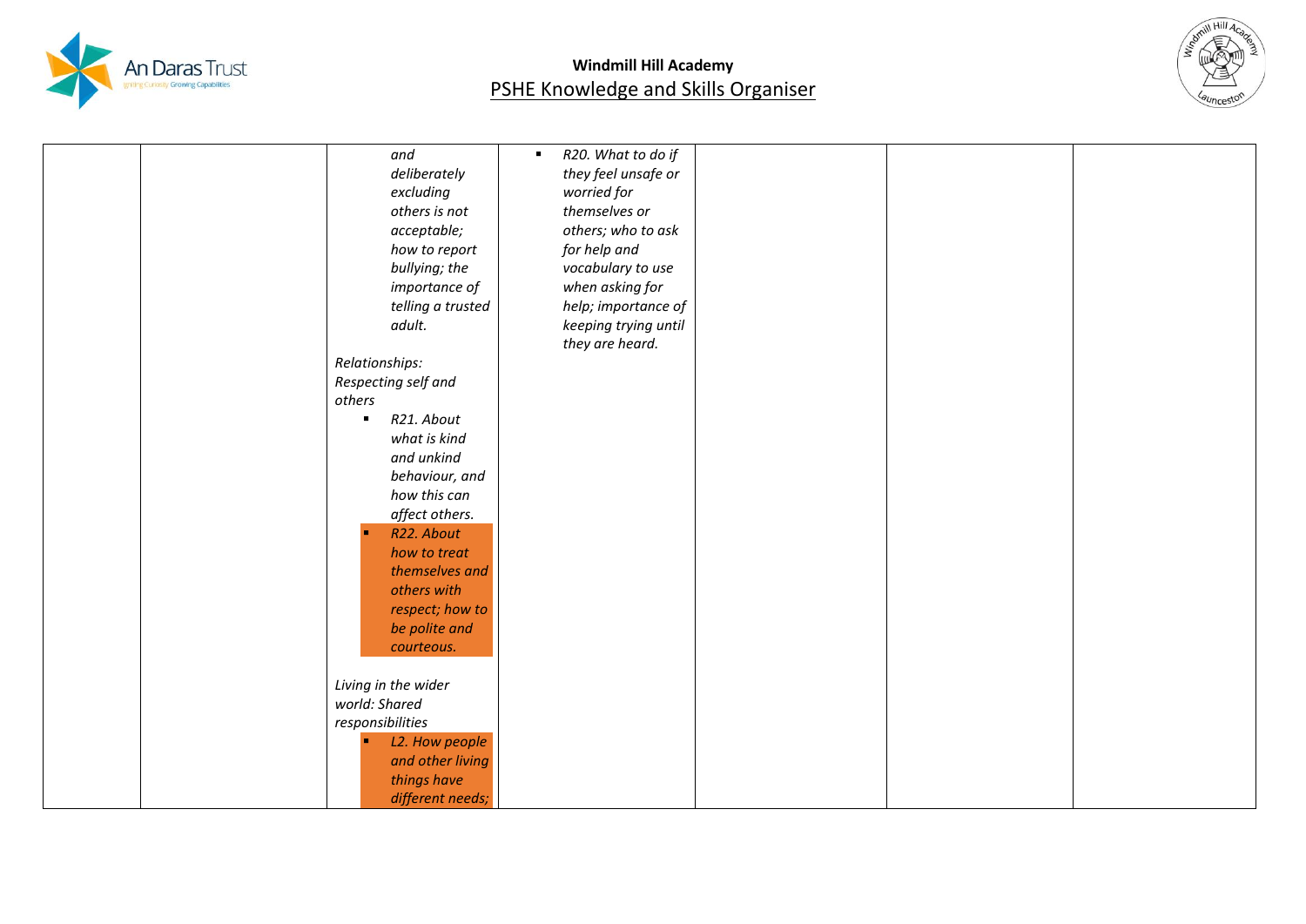## Windmill Hill Academy

PSHE Knowledge and Skills Organiser

| | | | | | | |
|---|---|---|---|---|---|---|
| | | *and deliberately excluding others is not acceptable; how to report bullying; the importance of telling a trusted adult.*<br><br>*Relationships: Respecting self and others*<br>▪ *R21. About what is kind and unkind behaviour, and how this can affect others.*<br>▪ *R22. About how to treat themselves and others with respect; how to be polite and courteous.*<br><br>*Living in the wider world: Shared responsibilities*<br>▪ *L2. How people and other living things have different needs;* | ▪ *R20. What to do if they feel unsafe or worried for themselves or others; who to ask for help and vocabulary to use when asking for help; importance of keeping trying until they are heard.* | | | |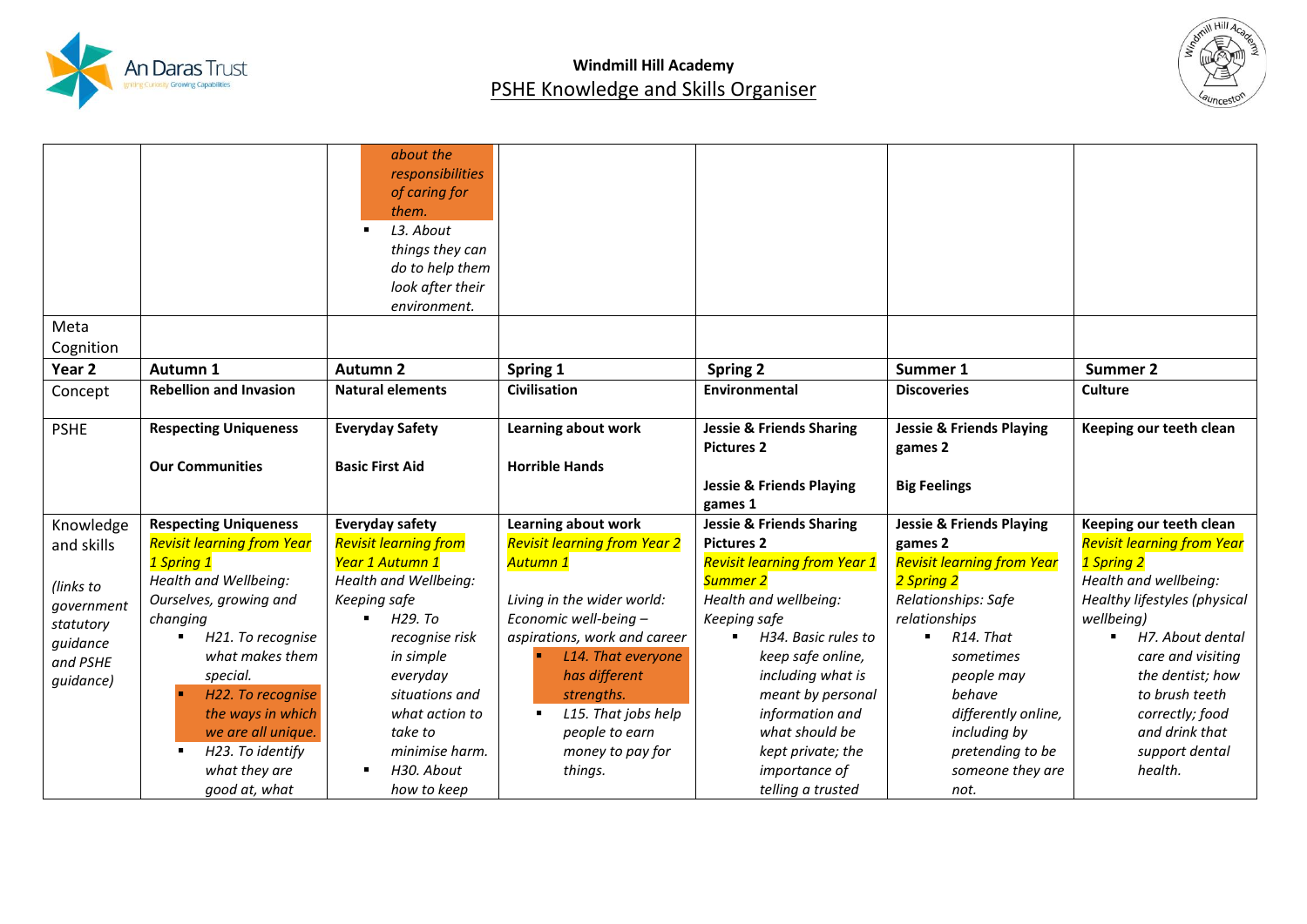**Windmill Hill Academy**

PSHE Knowledge and Skills Organiser

| | | | | | | |
|---|---|---|---|---|---|---|
| | | *about the responsibilities of caring for them.*<br>▪ *L3. About things they can do to help them look after their environment.* | | | | |
| Meta Cognition | | | | | | |
| **Year 2** | **Autumn 1** | **Autumn 2** | **Spring 1** | **Spring 2** | **Summer 1** | **Summer 2** |
| Concept | **Rebellion and Invasion** | **Natural elements** | **Civilisation** | **Environmental** | **Discoveries** | **Culture** |
| PSHE | **Respecting Uniqueness**<br><br>**Our Communities** | **Everyday Safety**<br><br>**Basic First Aid** | **Learning about work**<br><br>**Horrible Hands** | **Jessie & Friends Sharing Pictures 2**<br><br>**Jessie & Friends Playing games 1** | **Jessie & Friends Playing games 2**<br><br>**Big Feelings** | **Keeping our teeth clean** |
| Knowledge and skills<br><br>*(links to government statutory guidance and PSHE guidance)* | **Respecting Uniqueness**<br>*Revisit learning from Year 1 Spring 1*<br>*Health and Wellbeing: Ourselves, growing and changing*<br>▪ *H21. To recognise what makes them special.*<br>▪ *H22. To recognise the ways in which we are all unique.*<br>▪ *H23. To identify what they are good at, what* | **Everyday safety**<br>*Revisit learning from Year 1 Autumn 1*<br>*Health and Wellbeing: Keeping safe*<br>▪ *H29. To recognise risk in simple everyday situations and what action to take to minimise harm.*<br>▪ *H30. About how to keep* | **Learning about work**<br>*Revisit learning from Year 2 Autumn 1*<br><br>*Living in the wider world: Economic well-being – aspirations, work and career*<br>▪ *L14. That everyone has different strengths.*<br>▪ *L15. That jobs help people to earn money to pay for things.* | **Jessie & Friends Sharing Pictures 2**<br>*Revisit learning from Year 1 Summer 2*<br>*Health and wellbeing: Keeping safe*<br>▪ *H34. Basic rules to keep safe online, including what is meant by personal information and what should be kept private; the importance of telling a trusted* | **Jessie & Friends Playing games 2**<br>*Revisit learning from Year 2 Spring 2*<br>*Relationships: Safe relationships*<br>▪ *R14. That sometimes people may behave differently online, including by pretending to be someone they are not.* | **Keeping our teeth clean**<br>*Revisit learning from Year 1 Spring 2*<br>*Health and wellbeing: Healthy lifestyles (physical wellbeing)*<br>▪ *H7. About dental care and visiting the dentist; how to brush teeth correctly; food and drink that support dental health.* |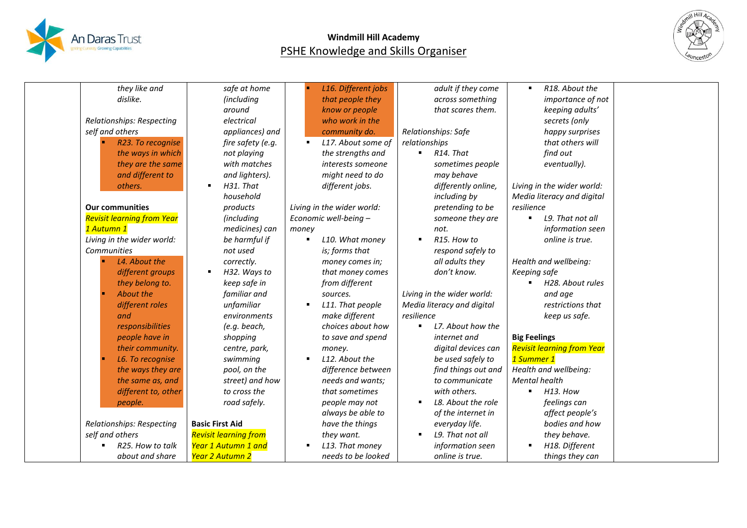| | | | | | | |
|---|---|---|---|---|---|---|
| | they like and dislike.<br><br>*Relationships: Respecting self and others*<br>- R23. To recognise the ways in which they are the same and different to others.<br><br>**Our communities**<br>Revisit learning from Year 1 Autumn 1<br>*Living in the wider world: Communities*<br>- L4. About the different groups they belong to.<br>- About the different roles and responsibilities people have in their community.<br>- L6. To recognise the ways they are the same as, and different to, other people.<br><br>*Relationships: Respecting self and others*<br>- R25. How to talk about and share | safe at home (including around electrical appliances) and fire safety (e.g. not playing with matches and lighters).<br>- H31. That household products (including medicines) can be harmful if not used correctly.<br>- H32. Ways to keep safe in familiar and unfamiliar environments (e.g. beach, shopping centre, park, swimming pool, on the street) and how to cross the road safely.<br><br>**Basic First Aid**<br>Revisit learning from Year 1 Autumn 1 and Year 2 Autumn 2 | - L16. Different jobs that people they know or people who work in the community do.<br>- L17. About some of the strengths and interests someone might need to do different jobs.<br><br>*Living in the wider world: Economic well-being – money*<br>- L10. What money is; forms that money comes in; that money comes from different sources.<br>- L11. That people make different choices about how to save and spend money.<br>- L12. About the difference between needs and wants; that sometimes people may not always be able to have the things they want.<br>- L13. That money needs to be looked | adult if they come across something that scares them.<br><br>*Relationships: Safe relationships*<br>- R14. That sometimes people may behave differently online, including by pretending to be someone they are not.<br>- R15. How to respond safely to all adults they don't know.<br><br>*Living in the wider world: Media literacy and digital resilience*<br>- L7. About how the internet and digital devices can be used safely to find things out and to communicate with others.<br>- L8. About the role of the internet in everyday life.<br>- L9. That not all information seen online is true. | - R18. About the importance of not keeping adults' secrets (only happy surprises that others will find out eventually).<br><br>*Living in the wider world: Media literacy and digital resilience*<br>- L9. That not all information seen online is true.<br><br>*Health and wellbeing: Keeping safe*<br>- H28. About rules and age restrictions that keep us safe.<br><br>**Big Feelings**<br>Revisit learning from Year 1 Summer 1<br>*Health and wellbeing: Mental health*<br>- H13. How feelings can affect people's bodies and how they behave.<br>- H18. Different things they can | |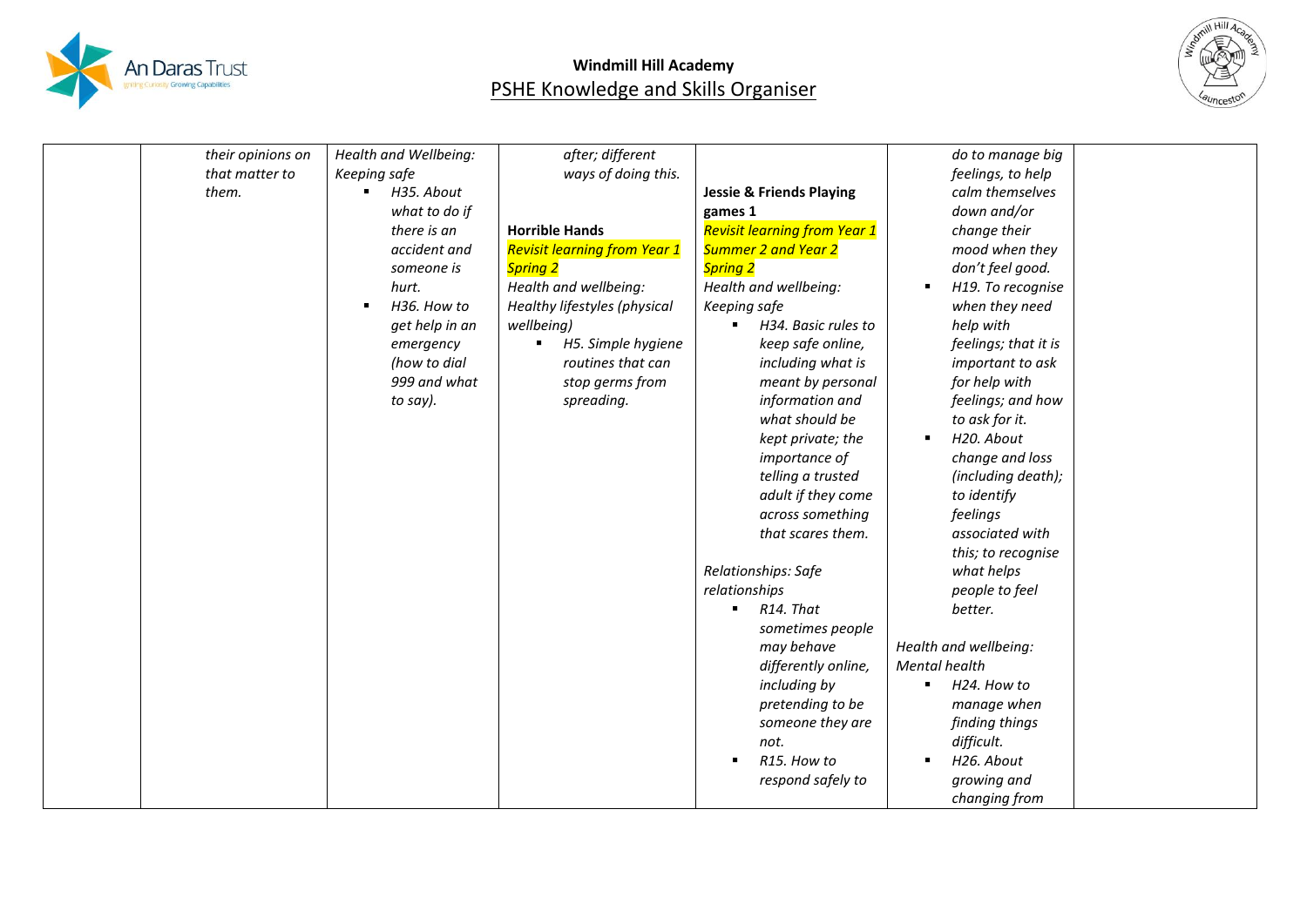**Windmill Hill Academy**
PSHE Knowledge and Skills Organiser

| | | | | | | |
|---|---|---|---|---|---|---|
| | *their opinions on that matter to them.* | *Health and Wellbeing: Keeping safe*<br>▪ *H35. About what to do if there is an accident and someone is hurt.*<br>▪ *H36. How to get help in an emergency (how to dial 999 and what to say).* | *after; different ways of doing this.*<br><br>**Horrible Hands**<br>*Revisit learning from Year 1 Spring 2*<br>*Health and wellbeing: Healthy lifestyles (physical wellbeing)*<br>▪ *H5. Simple hygiene routines that can stop germs from spreading.* | **Jessie & Friends Playing games 1**<br>*Revisit learning from Year 1 Summer 2 and Year 2 Spring 2*<br>*Health and wellbeing: Keeping safe*<br>▪ *H34. Basic rules to keep safe online, including what is meant by personal information and what should be kept private; the importance of telling a trusted adult if they come across something that scares them.*<br><br>*Relationships: Safe relationships*<br>▪ *R14. That sometimes people may behave differently online, including by pretending to be someone they are not.*<br>▪ *R15. How to respond safely to* | *do to manage big feelings, to help calm themselves down and/or change their mood when they don't feel good.*<br>▪ *H19. To recognise when they need help with feelings; that it is important to ask for help with feelings; and how to ask for it.*<br>▪ *H20. About change and loss (including death); to identify feelings associated with this; to recognise what helps people to feel better.*<br><br>*Health and wellbeing: Mental health*<br>▪ *H24. How to manage when finding things difficult.*<br>▪ *H26. About growing and changing from* | |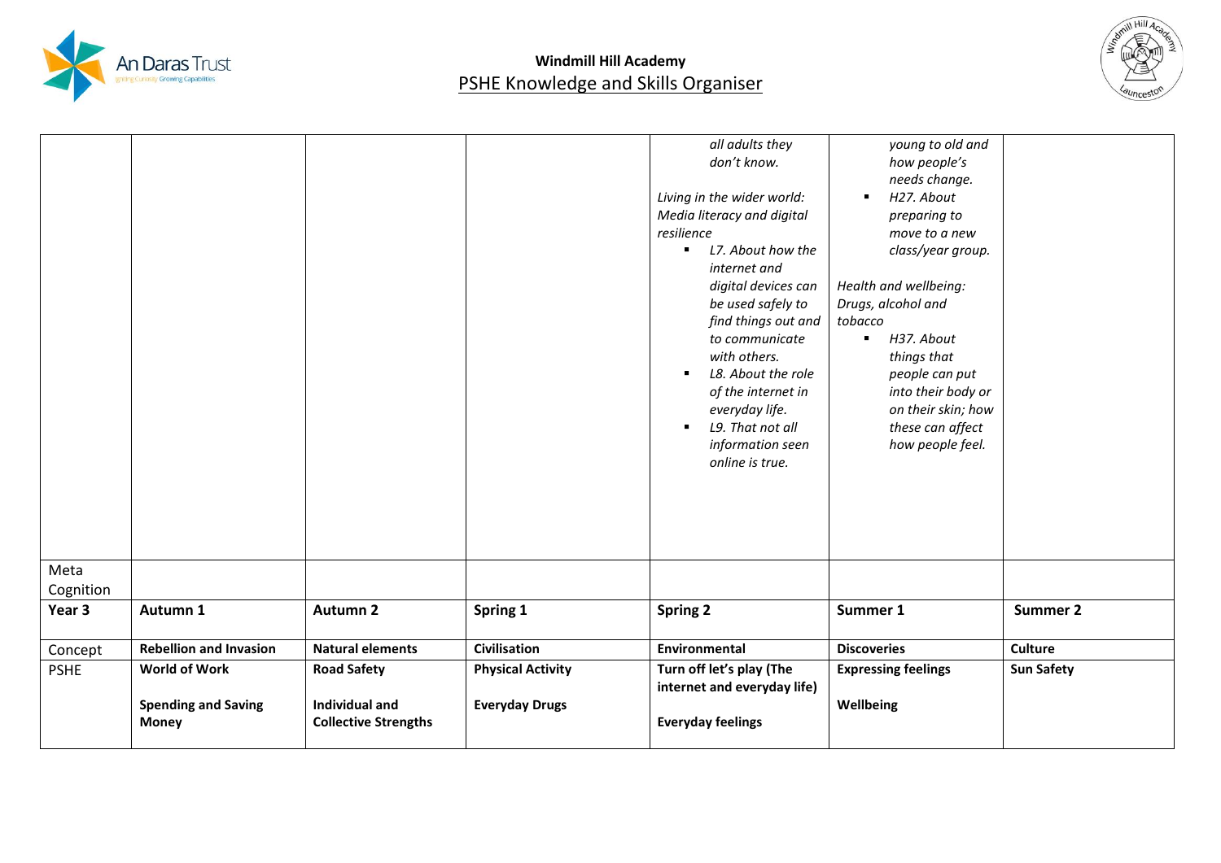**Windmill Hill Academy**
PSHE Knowledge and Skills Organiser

| | | | | | | |
|---|---|---|---|---|---|---|
| | | | | *all adults they don't know.*<br><br>*Living in the wider world: Media literacy and digital resilience*<br>▪ *L7. About how the internet and digital devices can be used safely to find things out and to communicate with others.*<br>▪ *L8. About the role of the internet in everyday life.*<br>▪ *L9. That not all information seen online is true.* | *young to old and how people's needs change.*<br>▪ *H27. About preparing to move to a new class/year group.*<br><br>*Health and wellbeing: Drugs, alcohol and tobacco*<br>▪ *H37. About things that people can put into their body or on their skin; how these can affect how people feel.* | |
| Meta Cognition | | | | | | |
| **Year 3** | **Autumn 1** | **Autumn 2** | **Spring 1** | **Spring 2** | **Summer 1** | **Summer 2** |
| Concept | **Rebellion and Invasion** | **Natural elements** | **Civilisation** | **Environmental** | **Discoveries** | **Culture** |
| PSHE | **World of Work**<br><br>**Spending and Saving Money** | **Road Safety**<br><br>**Individual and Collective Strengths** | **Physical Activity**<br><br>**Everyday Drugs** | **Turn off let's play (The internet and everyday life)**<br><br>**Everyday feelings** | **Expressing feelings**<br><br>**Wellbeing** | **Sun Safety** |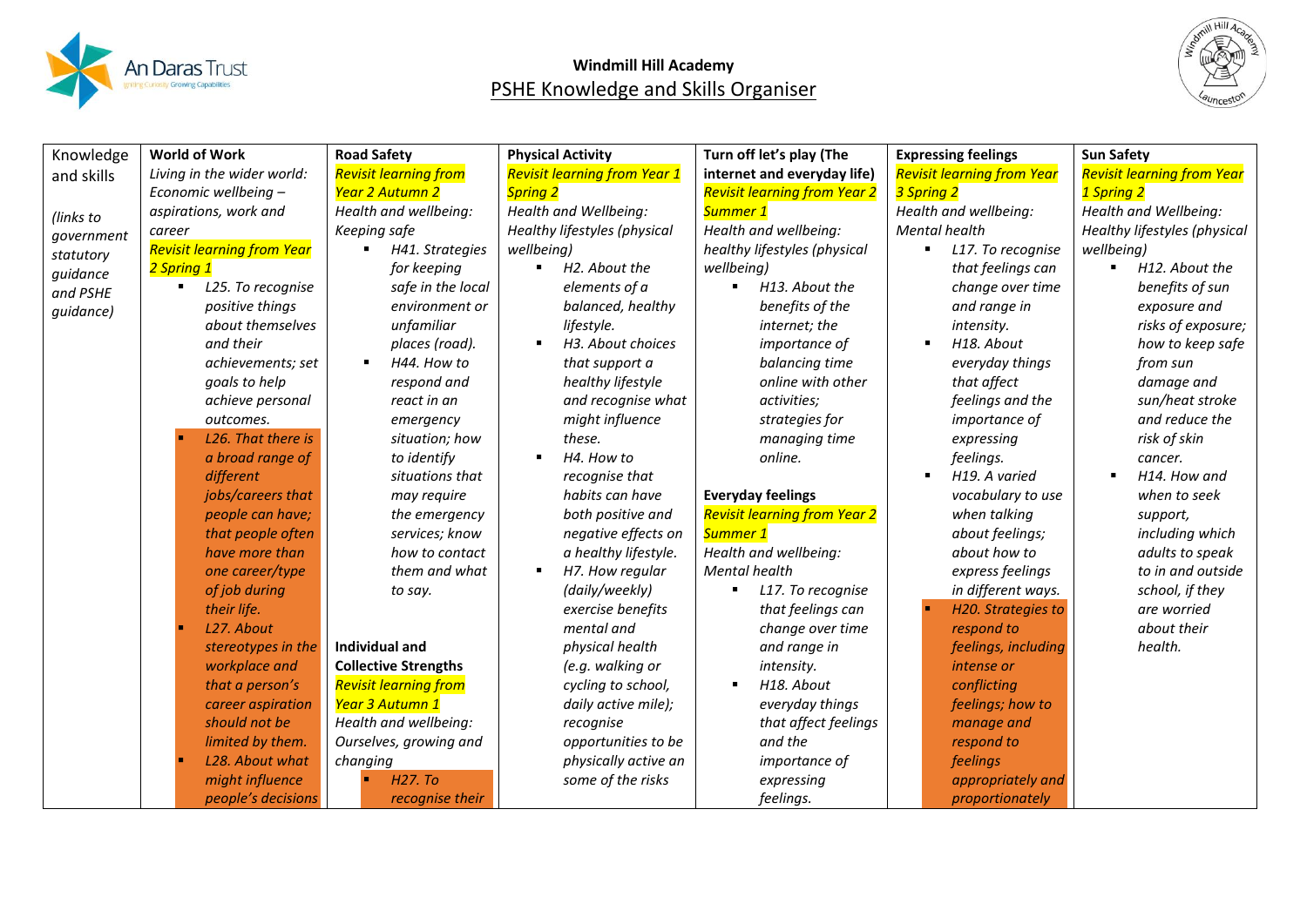**Windmill Hill Academy**

PSHE Knowledge and Skills Organiser

| Knowledge and skills<br><br>*(links to government statutory guidance and PSHE guidance)* | **World of Work**<br>*Living in the wider world: Economic wellbeing – aspirations, work and career*<br>*Revisit learning from Year 2 Spring 1*<br>▪ *L25. To recognise positive things about themselves and their achievements; set goals to help achieve personal outcomes.*<br>▪ *L26. That there is a broad range of different jobs/careers that people can have; that people often have more than one career/type of job during their life.*<br>▪ *L27. About stereotypes in the workplace and that a person's career aspiration should not be limited by them.*<br>▪ *L28. About what might influence people's decisions* | **Road Safety**<br>*Revisit learning from Year 2 Autumn 2*<br>*Health and wellbeing: Keeping safe*<br>▪ *H41. Strategies for keeping safe in the local environment or unfamiliar places (road).*<br>▪ *H44. How to respond and react in an emergency situation; how to identify situations that may require the emergency services; know how to contact them and what to say.*<br><br>**Individual and Collective Strengths**<br>*Revisit learning from Year 3 Autumn 1*<br>*Health and wellbeing: Ourselves, growing and changing*<br>▪ *H27. To recognise their* | **Physical Activity**<br>*Revisit learning from Year 1 Spring 2*<br>*Health and Wellbeing: Healthy lifestyles (physical wellbeing)*<br>▪ *H2. About the elements of a balanced, healthy lifestyle.*<br>▪ *H3. About choices that support a healthy lifestyle and recognise what might influence these.*<br>▪ *H4. How to recognise that habits can have both positive and negative effects on a healthy lifestyle.*<br>▪ *H7. How regular (daily/weekly) exercise benefits mental and physical health (e.g. walking or cycling to school, daily active mile); recognise opportunities to be physically active an some of the risks* | **Turn off let's play (The internet and everyday life)**<br>*Revisit learning from Year 2 Summer 1*<br>*Health and wellbeing: healthy lifestyles (physical wellbeing)*<br>▪ *H13. About the benefits of the internet; the importance of balancing time online with other activities; strategies for managing time online.*<br><br>**Everyday feelings**<br>*Revisit learning from Year 2 Summer 1*<br>*Health and wellbeing: Mental health*<br>▪ *L17. To recognise that feelings can change over time and range in intensity.*<br>▪ *H18. About everyday things that affect feelings and the importance of expressing feelings.* | **Expressing feelings**<br>*Revisit learning from Year 3 Spring 2*<br>*Health and wellbeing: Mental health*<br>▪ *L17. To recognise that feelings can change over time and range in intensity.*<br>▪ *H18. About everyday things that affect feelings and the importance expressing feelings.*<br>▪ *H19. A varied vocabulary to use when talking about feelings; about how to express feelings in different ways.*<br>▪ *H20. Strategies to respond to feelings, including intense or conflicting feelings; how to manage and respond to feelings appropriately and proportionately* | **Sun Safety**<br>*Revisit learning from Year 1 Spring 2*<br>*Health and Wellbeing: Healthy lifestyles (physical wellbeing)*<br>▪ *H12. About the benefits of sun exposure and risks of exposure; how to keep safe from sun damage and sun/heat stroke and reduce the risk of skin cancer.*<br>▪ *H14. How and when to seek support, including which adults to speak to in and outside school, if they are worried about their health.* |
|---|---|---|---|---|---|---|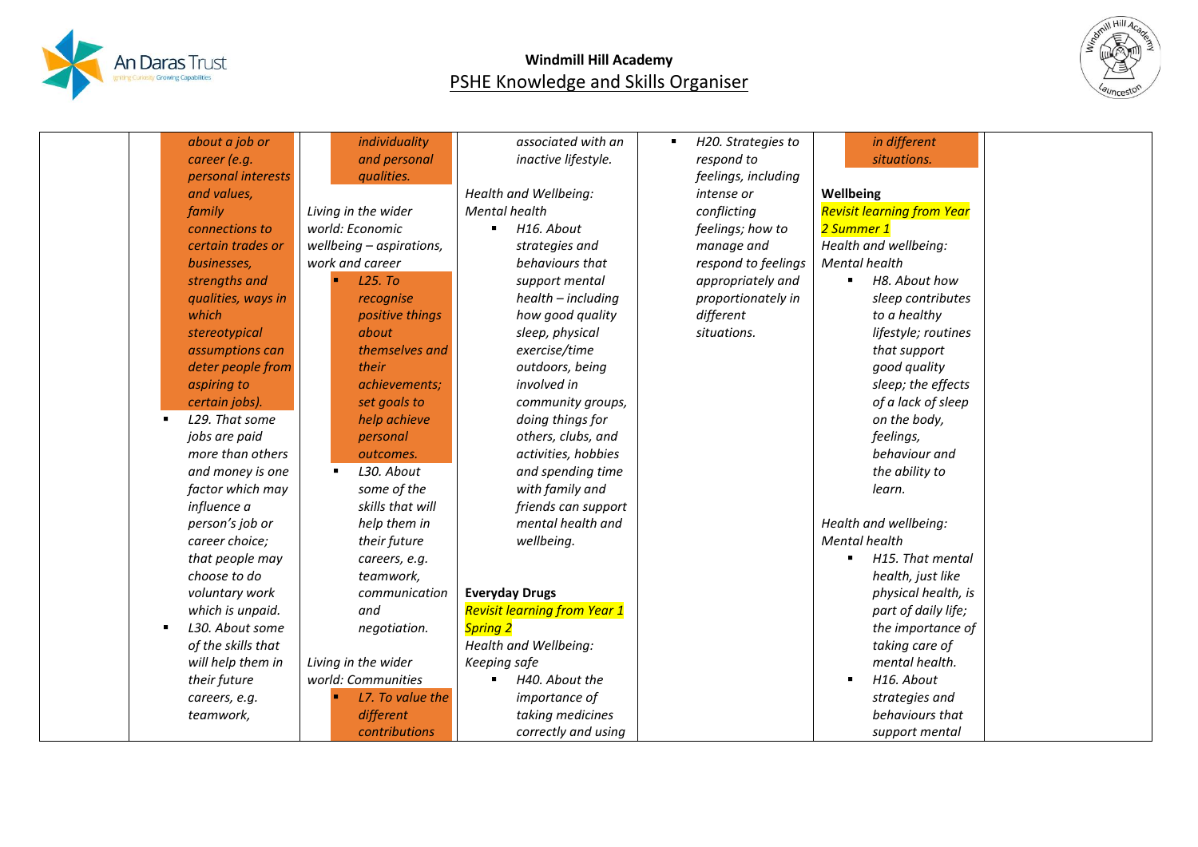**Windmill Hill Academy**
PSHE Knowledge and Skills Organiser

| | | | | | | |
|---|---|---|---|---|---|---|
| | about a job or career (e.g. personal interests and values, family connections to certain trades or businesses, strengths and qualities, ways in which stereotypical assumptions can deter people from aspiring to certain jobs).<br>▪ L29. That some jobs are paid more than others and money is one factor which may influence a person's job or career choice; that people may choose to do voluntary work which is unpaid.<br>▪ L30. About some of the skills that will help them in their future careers, e.g. teamwork, | individuality and personal qualities.<br><br>*Living in the wider world: Economic wellbeing – aspirations, work and career*<br>▪ L25. To recognise positive things about themselves and their achievements; set goals to help achieve personal outcomes.<br>▪ L30. About some of the skills that will help them in their future careers, e.g. teamwork, communication and negotiation.<br><br>*Living in the wider world: Communities*<br>▪ L7. To value the different contributions | associated with an inactive lifestyle.<br><br>*Health and Wellbeing: Mental health*<br>▪ H16. About strategies and behaviours that support mental health – including how good quality sleep, physical exercise/time outdoors, being involved in community groups, doing things for others, clubs, and activities, hobbies and spending time with family and friends can support mental health and wellbeing.<br><br>**Everyday Drugs**<br>Revisit learning from Year 1 Spring 2<br>*Health and Wellbeing: Keeping safe*<br>▪ H40. About the importance of taking medicines correctly and using | ▪ H20. Strategies to respond to feelings, including intense or conflicting feelings; how to manage and respond to feelings appropriately and proportionately in different situations. | in different situations.<br><br>**Wellbeing**<br>Revisit learning from Year 2 Summer 1<br>*Health and wellbeing: Mental health*<br>▪ H8. About how sleep contributes to a healthy lifestyle; routines that support good quality sleep; the effects of a lack of sleep on the body, feelings, behaviour and the ability to learn.<br><br>*Health and wellbeing: Mental health*<br>▪ H15. That mental health, just like physical health, is part of daily life; the importance of taking care of mental health.<br>▪ H16. About strategies and behaviours that support mental | |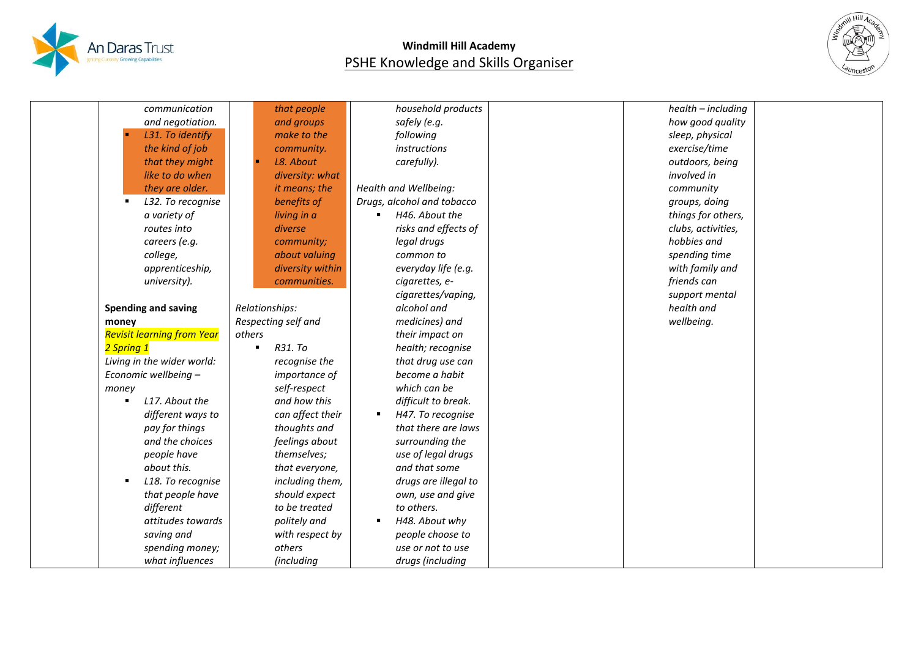## Windmill Hill Academy

## PSHE Knowledge and Skills Organiser

| | | | | | | |
|---|---|---|---|---|---|---|
| | *communication and negotiation.*<br>▪ *L31. To identify the kind of job that they might like to do when they are older.*<br>▪ *L32. To recognise a variety of routes into careers (e.g. college, apprenticeship, university).*<br><br>**Spending and saving money**<br>*Revisit learning from Year 2 Spring 1*<br>*Living in the wider world: Economic wellbeing – money*<br>▪ *L17. About the different ways to pay for things and the choices people have about this.*<br>▪ *L18. To recognise that people have different attitudes towards saving and spending money; what influences* | *that people and groups make to the community.*<br>▪ *L8. About diversity: what it means; the benefits of living in a diverse community; about valuing diversity within communities.*<br><br>*Relationships: Respecting self and others*<br>▪ *R31. To recognise the importance of self-respect and how this can affect their thoughts and feelings about themselves; that everyone, including them, should expect to be treated politely and with respect by others (including* | *household products safely (e.g. following instructions carefully).*<br><br>*Health and Wellbeing: Drugs, alcohol and tobacco*<br>▪ *H46. About the risks and effects of legal drugs common to everyday life (e.g. cigarettes, e-cigarettes/vaping, alcohol and medicines) and their impact on health; recognise that drug use can become a habit which can be difficult to break.*<br>▪ *H47. To recognise that there are laws surrounding the use of legal drugs and that some drugs are illegal to own, use and give to others.*<br>▪ *H48. About why people choose to use or not to use drugs (including* | | *health – including how good quality sleep, physical exercise/time outdoors, being involved in community groups, doing things for others, clubs, activities, hobbies and spending time with family and friends can support mental health and wellbeing.* | |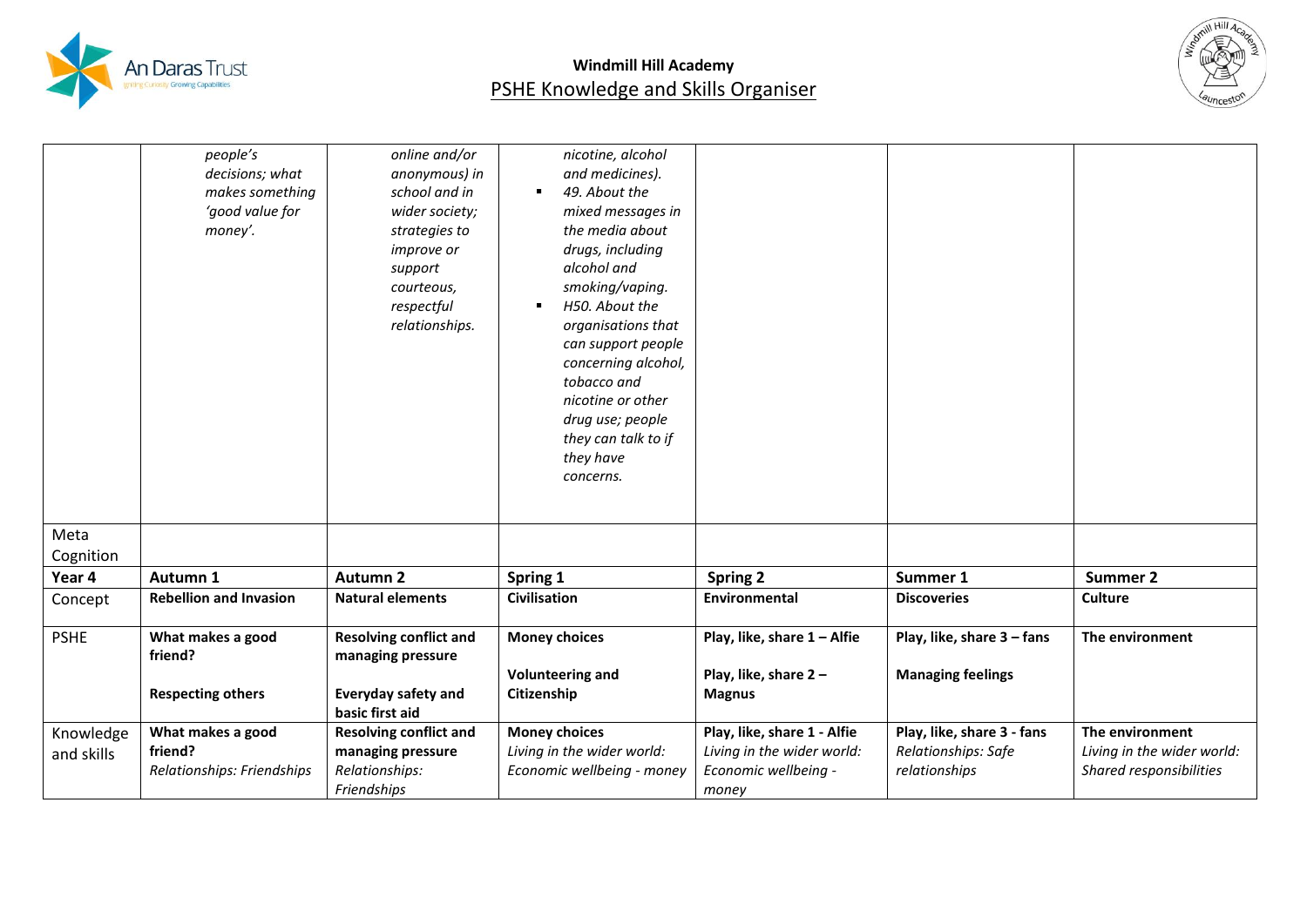| | | | | | | |
|---|---|---|---|---|---|---|
| | *people's decisions; what makes something 'good value for money'.* | *online and/or anonymous) in school and in wider society; strategies to improve or support courteous, respectful relationships.* | *nicotine, alcohol and medicines).*<br>▪ *49. About the mixed messages in the media about drugs, including alcohol and smoking/vaping.*<br>▪ *H50. About the organisations that can support people concerning alcohol, tobacco and nicotine or other drug use; people they can talk to if they have concerns.* | | | |
| Meta Cognition | | | | | | |
| **Year 4** | **Autumn 1** | **Autumn 2** | **Spring 1** | **Spring 2** | **Summer 1** | **Summer 2** |
| Concept | **Rebellion and Invasion** | **Natural elements** | **Civilisation** | **Environmental** | **Discoveries** | **Culture** |
| PSHE | **What makes a good friend?**<br><br>**Respecting others** | **Resolving conflict and managing pressure**<br><br>**Everyday safety and basic first aid** | **Money choices**<br><br>**Volunteering and Citizenship** | **Play, like, share 1 – Alfie**<br><br>**Play, like, share 2 – Magnus** | **Play, like, share 3 – fans**<br><br>**Managing feelings** | **The environment** |
| Knowledge and skills | **What makes a good friend?**<br>*Relationships: Friendships* | **Resolving conflict and managing pressure**<br>*Relationships: Friendships* | **Money choices**<br>*Living in the wider world: Economic wellbeing - money* | **Play, like, share 1 - Alfie**<br>*Living in the wider world: Economic wellbeing - money* | **Play, like, share 3 - fans**<br>*Relationships: Safe relationships* | **The environment**<br>*Living in the wider world: Shared responsibilities* |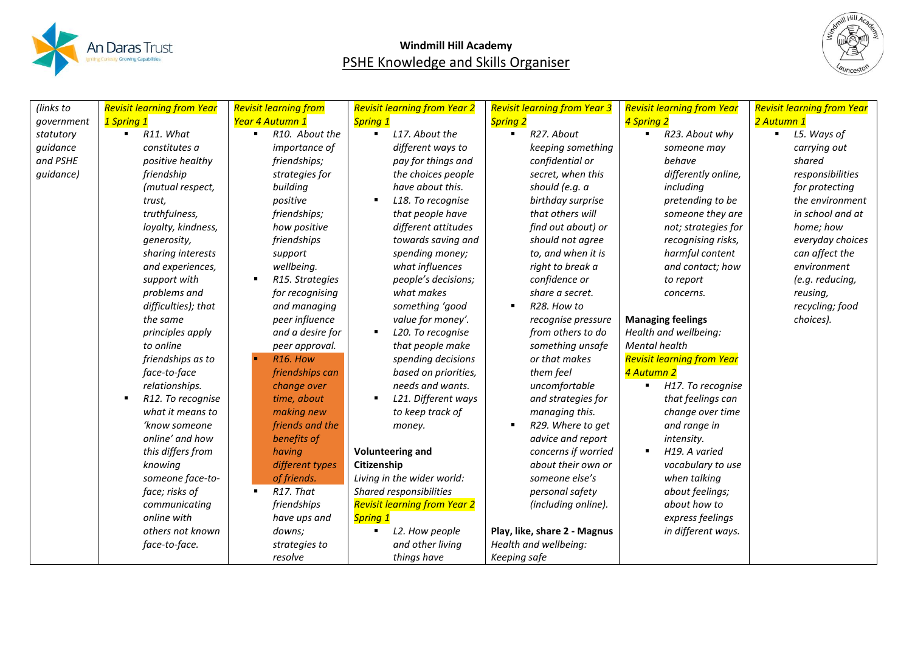## Windmill Hill Academy

## PSHE Knowledge and Skills Organiser

| (links to government statutory guidance and PSHE guidance) | Revisit learning from Year 1 Spring 1<br>▪ R11. What constitutes a positive healthy friendship (mutual respect, trust, truthfulness, loyalty, kindness, generosity, sharing interests and experiences, support with problems and difficulties); that the same principles apply to online friendships as to face-to-face relationships.<br>▪ R12. To recognise what it means to 'know someone online' and how this differs from knowing someone face-to-face; risks of communicating online with others not known face-to-face. | Revisit learning from Year 4 Autumn 1<br>▪ R10. About the importance of friendships; strategies for building positive friendships; how positive friendships support wellbeing.<br>▪ R15. Strategies for recognising and managing peer influence and a desire for peer approval.<br>▪ R16. How friendships can change over time, about making new friends and the benefits of having different types of friends.<br>▪ R17. That friendships have ups and downs; strategies to resolve | Revisit learning from Year 2 Spring 1<br>▪ L17. About the different ways to pay for things and the choices people have about this.<br>▪ L18. To recognise that people have different attitudes towards saving and spending money; what influences people's decisions; what makes something 'good value for money'.<br>▪ L20. To recognise that people make spending decisions based on priorities, needs and wants.<br>▪ L21. Different ways to keep track of money.<br><br>**Volunteering and Citizenship**<br>Living in the wider world: Shared responsibilities<br>Revisit learning from Year 2 Spring 1<br>▪ L2. How people and other living things have | Revisit learning from Year 3 Spring 2<br>▪ R27. About keeping something confidential or secret, when this should (e.g. a birthday surprise that others will find out about) or should not agree to, and when it is right to break a confidence or share a secret.<br>▪ R28. How to recognise pressure from others to do something unsafe or that makes them feel uncomfortable and strategies for managing this.<br>▪ R29. Where to get advice and report concerns if worried about their own or someone else's personal safety (including online).<br><br>**Play, like, share 2 - Magnus**<br>Health and wellbeing: Keeping safe | Revisit learning from Year 4 Spring 2<br>▪ R23. About why someone may behave differently online, including pretending to be someone they are not; strategies for recognising risks, harmful content and contact; how to report concerns.<br><br>**Managing feelings**<br>Health and wellbeing: Mental health<br>Revisit learning from Year 4 Autumn 2<br>▪ H17. To recognise that feelings can change over time and range in intensity.<br>▪ H19. A varied vocabulary to use when talking about feelings; about how to express feelings in different ways. | Revisit learning from Year 2 Autumn 1<br>▪ L5. Ways of carrying out shared responsibilities for protecting the environment in school and at home; how everyday choices can affect the environment (e.g. reducing, reusing, recycling; food choices). |
|---|---|---|---|---|---|---|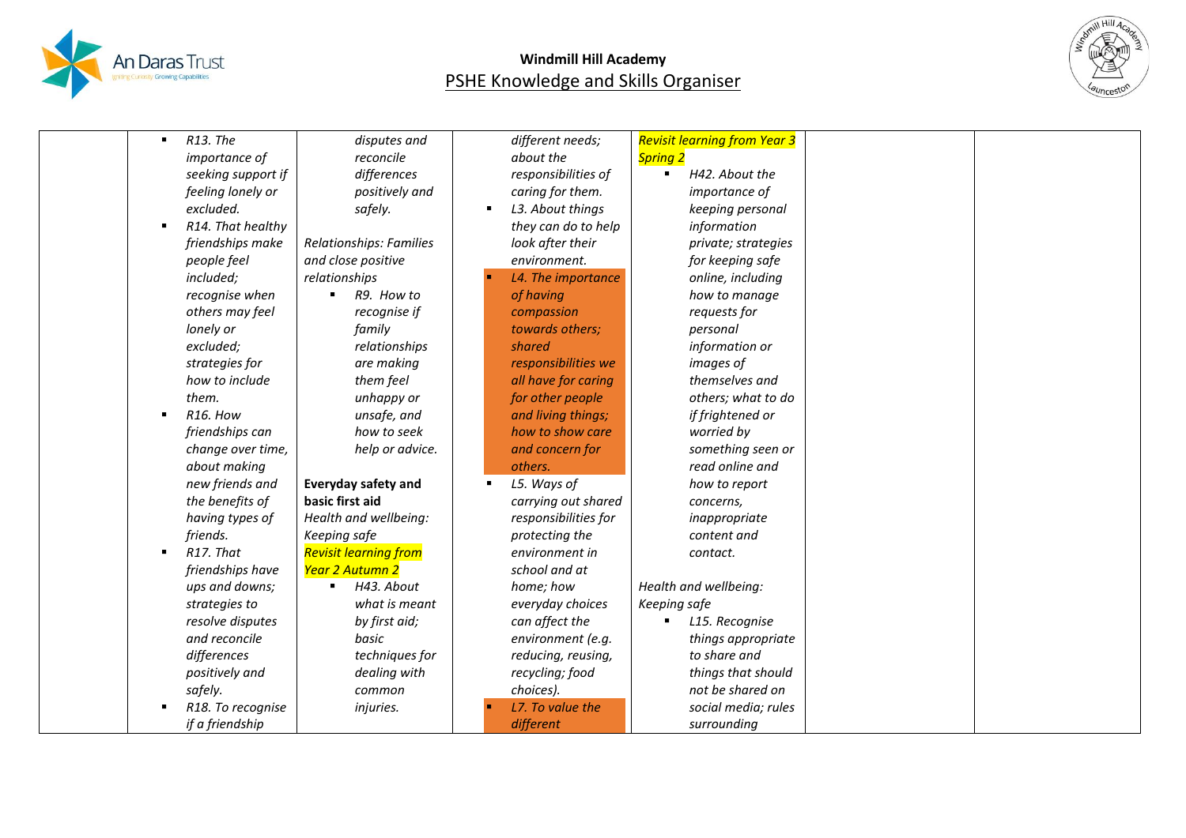# Windmill Hill Academy

## PSHE Knowledge and Skills Organiser

| | | | | | | |
|---|---|---|---|---|---|---|
| | - *R13. The importance of seeking support if feeling lonely or excluded.*<br>- *R14. That healthy friendships make people feel included; recognise when others may feel lonely or excluded; strategies for how to include them.*<br>- *R16. How friendships can change over time, about making new friends and the benefits of having types of friends.*<br>- *R17. That friendships have ups and downs; strategies to resolve disputes and reconcile differences positively and safely.*<br>- *R18. To recognise if a friendship* | *disputes and reconcile differences positively and safely.*<br><br>*Relationships: Families and close positive relationships*<br>- *R9. How to recognise if family relationships are making them feel unhappy or unsafe, and how to seek help or advice.*<br><br>**Everyday safety and basic first aid**<br>*Health and wellbeing: Keeping safe*<br>*Revisit learning from Year 2 Autumn 2*<br>- *H43. About what is meant by first aid; basic techniques for dealing with common injuries.* | *different needs; about the responsibilities of caring for them.*<br>- *L3. About things they can do to help look after their environment.*<br>- *L4. The importance of having compassion towards others; shared responsibilities we all have for caring for other people and living things; how to show care and concern for others.*<br>- *L5. Ways of carrying out shared responsibilities for protecting the environment in school and at home; how everyday choices can affect the environment (e.g. reducing, reusing, recycling; food choices).*<br>- *L7. To value the different* | *Revisit learning from Year 3 Spring 2*<br>- *H42. About the importance of keeping personal information private; strategies for keeping safe online, including how to manage requests for personal information or images of themselves and others; what to do if frightened or worried by something seen or read online and how to report concerns, inappropriate content and contact.*<br><br>*Health and wellbeing: Keeping safe*<br>- *L15. Recognise things appropriate to share and things that should not be shared on social media; rules surrounding* | | |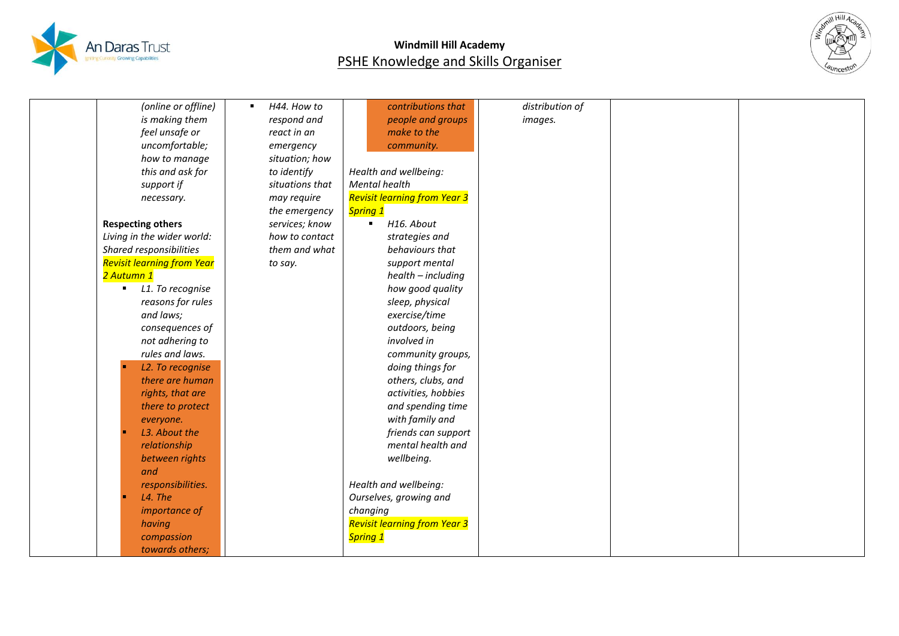| | | | | | | |
|---|---|---|---|---|---|---|
| | *(online or offline) is making them feel unsafe or uncomfortable; how to manage this and ask for support if necessary.*<br><br>**Respecting others**<br>*Living in the wider world: Shared responsibilities*<br>*Revisit learning from Year 2 Autumn 1*<br>- *L1. To recognise reasons for rules and laws; consequences of not adhering to rules and laws.*<br>- *L2. To recognise there are human rights, that are there to protect everyone.*<br>- *L3. About the relationship between rights and responsibilities.*<br>- *L4. The importance of having compassion towards others;* | - *H44. How to respond and react in an emergency situation; how to identify situations that may require the emergency services; know how to contact them and what to say.* | *contributions that people and groups make to the community.*<br><br>*Health and wellbeing: Mental health*<br>*Revisit learning from Year 3 Spring 1*<br>- *H16. About strategies and behaviours that support mental health – including how good quality sleep, physical exercise/time outdoors, being involved in community groups, doing things for others, clubs, and activities, hobbies and spending time with family and friends can support mental health and wellbeing.*<br><br>*Health and wellbeing: Ourselves, growing and changing*<br>*Revisit learning from Year 3 Spring 1* | *distribution of images.* | | |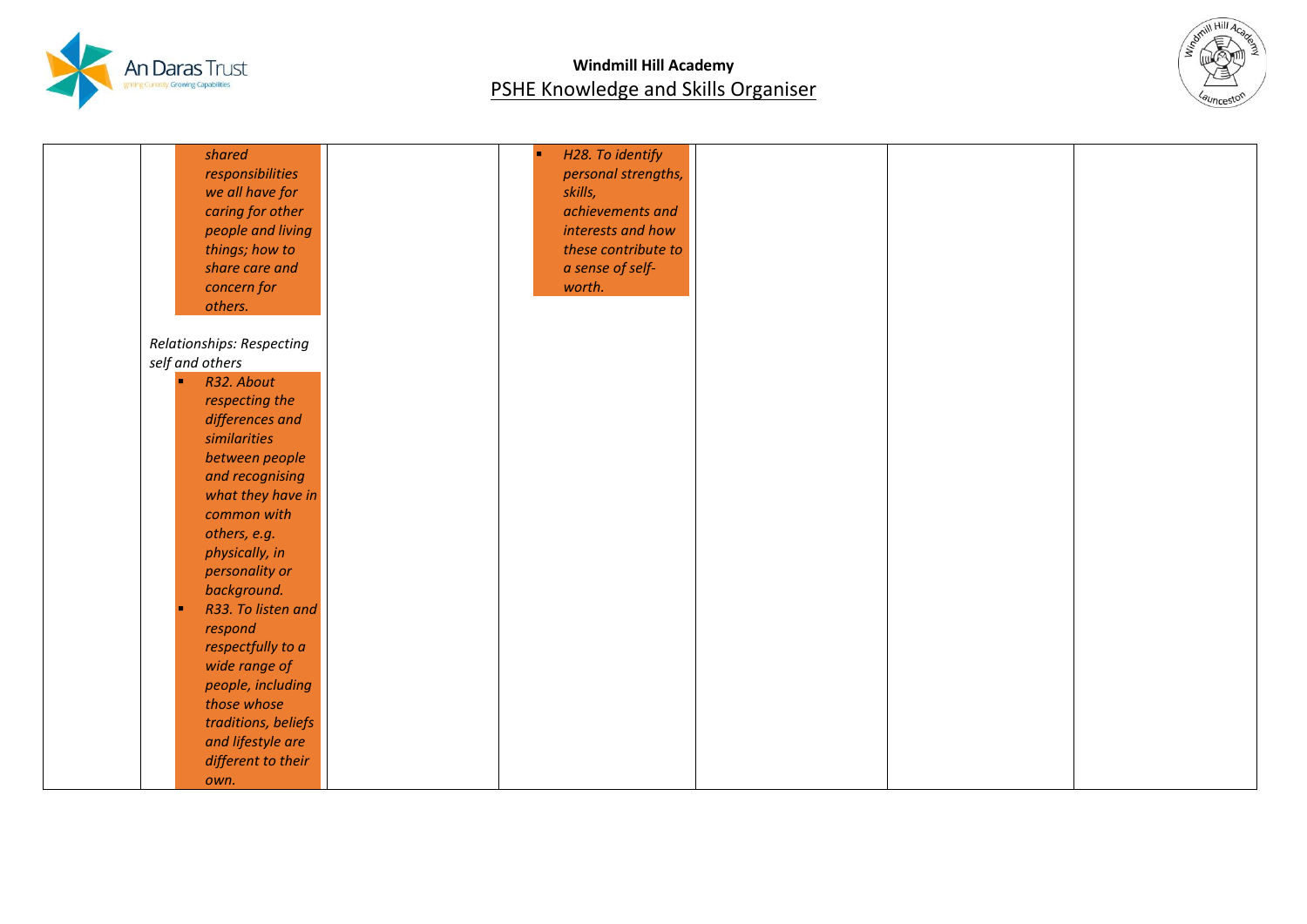| | | | | | | |
|---|---|---|---|---|---|---|
| | *shared responsibilities we all have for caring for other people and living things; how to share care and concern for others.*<br><br>*Relationships: Respecting self and others*<br>- *R32. About respecting the differences and similarities between people and recognising what they have in common with others, e.g. physically, in personality or background.*<br>- *R33. To listen and respond respectfully to a wide range of people, including those whose traditions, beliefs and lifestyle are different to their own.* | | - *H28. To identify personal strengths, skills, achievements and interests and how these contribute to a sense of self-worth.* | | | |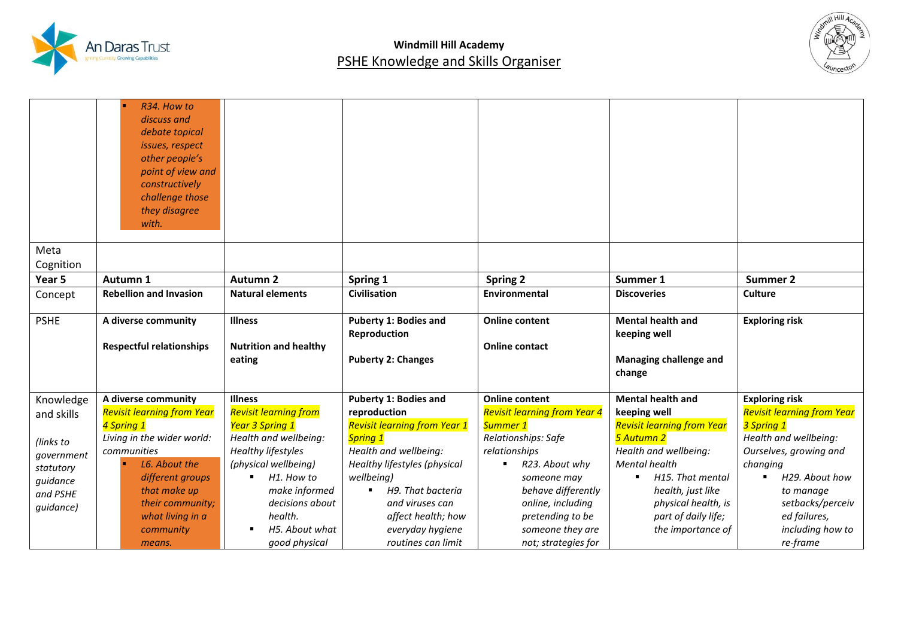**Windmill Hill Academy**

PSHE Knowledge and Skills Organiser

| | | | | | | |
|---|---|---|---|---|---|---|
| | ▪ *R34. How to discuss and debate topical issues, respect other people's point of view and constructively challenge those they disagree with.* | | | | | |
| Meta Cognition | | | | | | |
| **Year 5** | **Autumn 1** | **Autumn 2** | **Spring 1** | **Spring 2** | **Summer 1** | **Summer 2** |
| Concept | **Rebellion and Invasion** | **Natural elements** | **Civilisation** | **Environmental** | **Discoveries** | **Culture** |
| PSHE | **A diverse community**<br><br>**Respectful relationships** | **Illness**<br><br>**Nutrition and healthy eating** | **Puberty 1: Bodies and Reproduction**<br><br>**Puberty 2: Changes** | **Online content**<br><br>**Online contact** | **Mental health and keeping well**<br><br>**Managing challenge and change** | **Exploring risk** |
| Knowledge and skills<br><br>*(links to government statutory guidance and PSHE guidance)* | **A diverse community**<br>*Revisit learning from Year 4 Spring 1*<br>*Living in the wider world: communities*<br>▪ *L6. About the different groups that make up their community; what living in a community means.* | **Illness**<br>*Revisit learning from Year 3 Spring 1*<br>*Health and wellbeing: Healthy lifestyles (physical wellbeing)*<br>▪ *H1. How to make informed decisions about health.*<br>▪ *H5. About what good physical* | **Puberty 1: Bodies and reproduction**<br>*Revisit learning from Year 1 Spring 1*<br>*Health and wellbeing: Healthy lifestyles (physical wellbeing)*<br>▪ *H9. That bacteria and viruses can affect health; how everyday hygiene routines can limit* | **Online content**<br>*Revisit learning from Year 4 Summer 1*<br>*Relationships: Safe relationships*<br>▪ *R23. About why someone may behave differently online, including pretending to be someone they are not; strategies for* | **Mental health and keeping well**<br>*Revisit learning from Year 5 Autumn 2*<br>*Health and wellbeing: Mental health*<br>▪ *H15. That mental health, just like physical health, is part of daily life; the importance of* | **Exploring risk**<br>*Revisit learning from Year 3 Spring 1*<br>*Health and wellbeing: Ourselves, growing and changing*<br>▪ *H29. About how to manage setbacks/perceived failures, including how to re-frame* |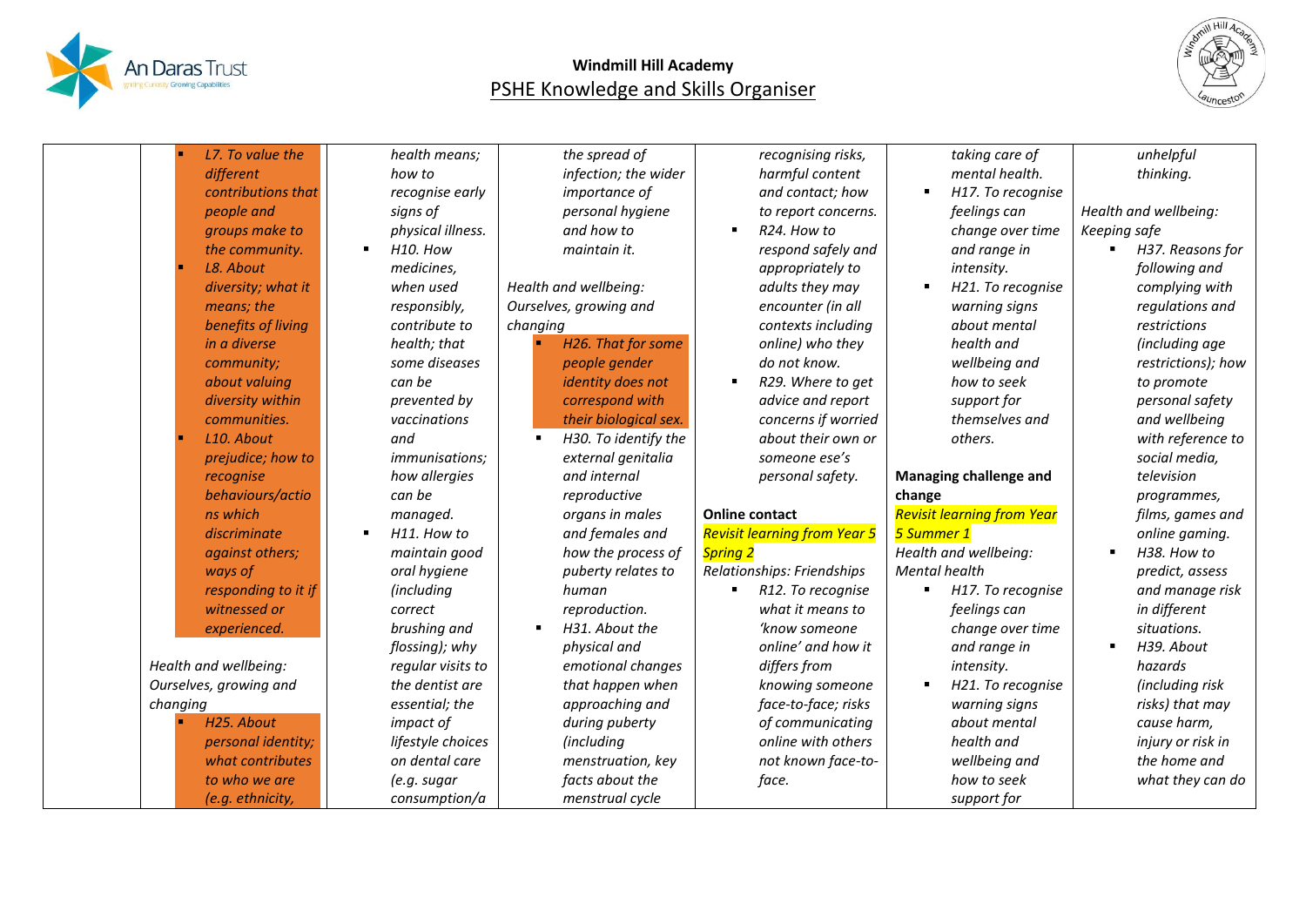## Windmill Hill Academy
## PSHE Knowledge and Skills Organiser

| | | | | | | |
|---|---|---|---|---|---|---|
| | - L7. To value the different contributions that people and groups make to the community.<br>- L8. About diversity; what it means; the benefits of living in a diverse community; about valuing diversity within communities.<br>- L10. About prejudice; how to recognise behaviours/actions which discriminate against others; ways of responding to it if witnessed or experienced.<br><br>*Health and wellbeing: Ourselves, growing and changing*<br>- H25. About personal identity; what contributes to who we are (e.g. ethnicity, | health means; how to recognise early signs of physical illness.<br>- H10. How medicines, when used responsibly, contribute to health; that some diseases can be prevented by vaccinations and immunisations; how allergies can be managed.<br>- H11. How to maintain good oral hygiene (including correct brushing and flossing); why regular visits to the dentist are essential; the impact of lifestyle choices on dental care (e.g. sugar consumption/a | the spread of infection; the wider importance of personal hygiene and how to maintain it.<br><br>*Health and wellbeing: Ourselves, growing and changing*<br>- H26. That for some people gender identity does not correspond with their biological sex.<br>- H30. To identify the external genitalia and internal reproductive organs in males and females and how the process of puberty relates to human reproduction.<br>- H31. About the physical and emotional changes that happen when approaching and during puberty (including menstruation, key facts about the menstrual cycle | recognising risks, harmful content and contact; how to report concerns.<br>- R24. How to respond safely and appropriately to adults they may encounter (in all contexts including online) who they do not know.<br>- R29. Where to get advice and report concerns if worried about their own or someone ese's personal safety.<br><br>**Online contact**<br>*Revisit learning from Year 5 Spring 2*<br>*Relationships: Friendships*<br>- R12. To recognise what it means to 'know someone online' and how it differs from knowing someone face-to-face; risks of communicating online with others not known face-to-face. | taking care of mental health.<br>- H17. To recognise feelings can change over time and range in intensity.<br>- H21. To recognise warning signs about mental health and wellbeing and how to seek support for themselves and others.<br><br>**Managing challenge and change**<br>*Revisit learning from Year 5 Summer 1*<br>*Health and wellbeing: Mental health*<br>- H17. To recognise feelings can change over time and range in intensity.<br>- H21. To recognise warning signs about mental health and wellbeing and how to seek support for | unhelpful thinking.<br><br>*Health and wellbeing: Keeping safe*<br>- H37. Reasons for following and complying with regulations and restrictions (including age restrictions); how to promote personal safety and wellbeing with reference to social media, television programmes, films, games and online gaming.<br>- H38. How to predict, assess and manage risk in different situations.<br>- H39. About hazards (including risk risks) that may cause harm, injury or risk in the home and what they can do |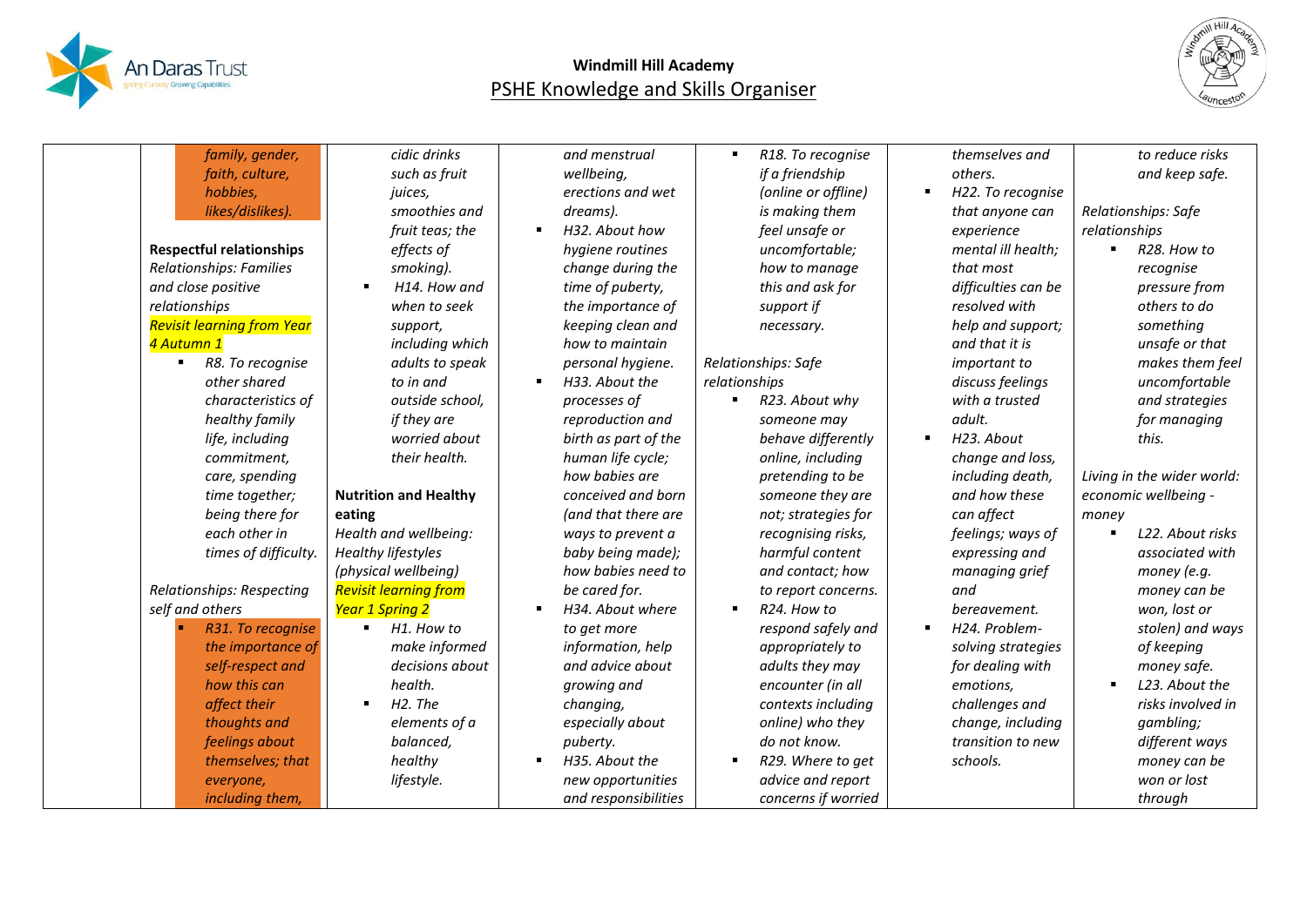# Windmill Hill Academy
## PSHE Knowledge and Skills Organiser

| | | | | | | |
|---|---|---|---|---|---|---|
| | family, gender, faith, culture, hobbies, likes/dislikes).<br><br>**Respectful relationships**<br>*Relationships: Families and close positive relationships*<br>*Revisit learning from Year 4 Autumn 1*<br>▪ *R8. To recognise other shared characteristics of healthy family life, including commitment, care, spending time together; being there for each other in times of difficulty.*<br><br>*Relationships: Respecting self and others*<br>▪ *R31. To recognise the importance of self-respect and how this can affect their thoughts and feelings about themselves; that everyone, including them,* | *cidic drinks such as fruit juices, smoothies and fruit teas; the effects of smoking).*<br>▪ *H14. How and when to seek support, including which adults to speak to in and outside school, if they are worried about their health.*<br><br>**Nutrition and Healthy eating**<br>*Health and wellbeing: Healthy lifestyles (physical wellbeing)*<br>*Revisit learning from Year 1 Spring 2*<br>▪ *H1. How to make informed decisions about health.*<br>▪ *H2. The elements of a balanced, healthy lifestyle.* | *and menstrual wellbeing, erections and wet dreams).*<br>▪ *H32. About how hygiene routines change during the time of puberty, the importance of keeping clean and how to maintain personal hygiene.*<br>▪ *H33. About the processes of reproduction and birth as part of the human life cycle; how babies are conceived and born (and that there are ways to prevent a baby being made); how babies need to be cared for.*<br>▪ *H34. About where to get more information, help and advice about growing and changing, especially about puberty.*<br>▪ *H35. About the new opportunities and responsibilities* | ▪ *R18. To recognise if a friendship (online or offline) is making them feel unsafe or uncomfortable; how to manage this and ask for support if necessary.*<br><br>*Relationships: Safe relationships*<br>▪ *R23. About why someone may behave differently online, including pretending to be someone they are not; strategies for recognising risks, harmful content and contact; how to report concerns.*<br>▪ *R24. How to respond safely and appropriately to adults they may encounter (in all contexts including online) who they do not know.*<br>▪ *R29. Where to get advice and report concerns if worried* | *themselves and others.*<br>▪ *H22. To recognise that anyone can experience mental ill health; that most difficulties can be resolved with help and support; and that it is important to discuss feelings with a trusted adult.*<br>▪ *H23. About change and loss, including death, and how these can affect feelings; ways of expressing and managing grief and bereavement.*<br>▪ *H24. Problem-solving strategies for dealing with emotions, challenges and change, including transition to new schools.* | *to reduce risks and keep safe.*<br><br>*Relationships: Safe relationships*<br>▪ *R28. How to recognise pressure from others to do something unsafe or that makes them feel uncomfortable and strategies for managing this.*<br><br>*Living in the wider world: economic wellbeing - money*<br>▪ *L22. About risks associated with money (e.g. money can be won, lost or stolen) and ways of keeping money safe.*<br>▪ *L23. About the risks involved in gambling; different ways money can be won or lost through* |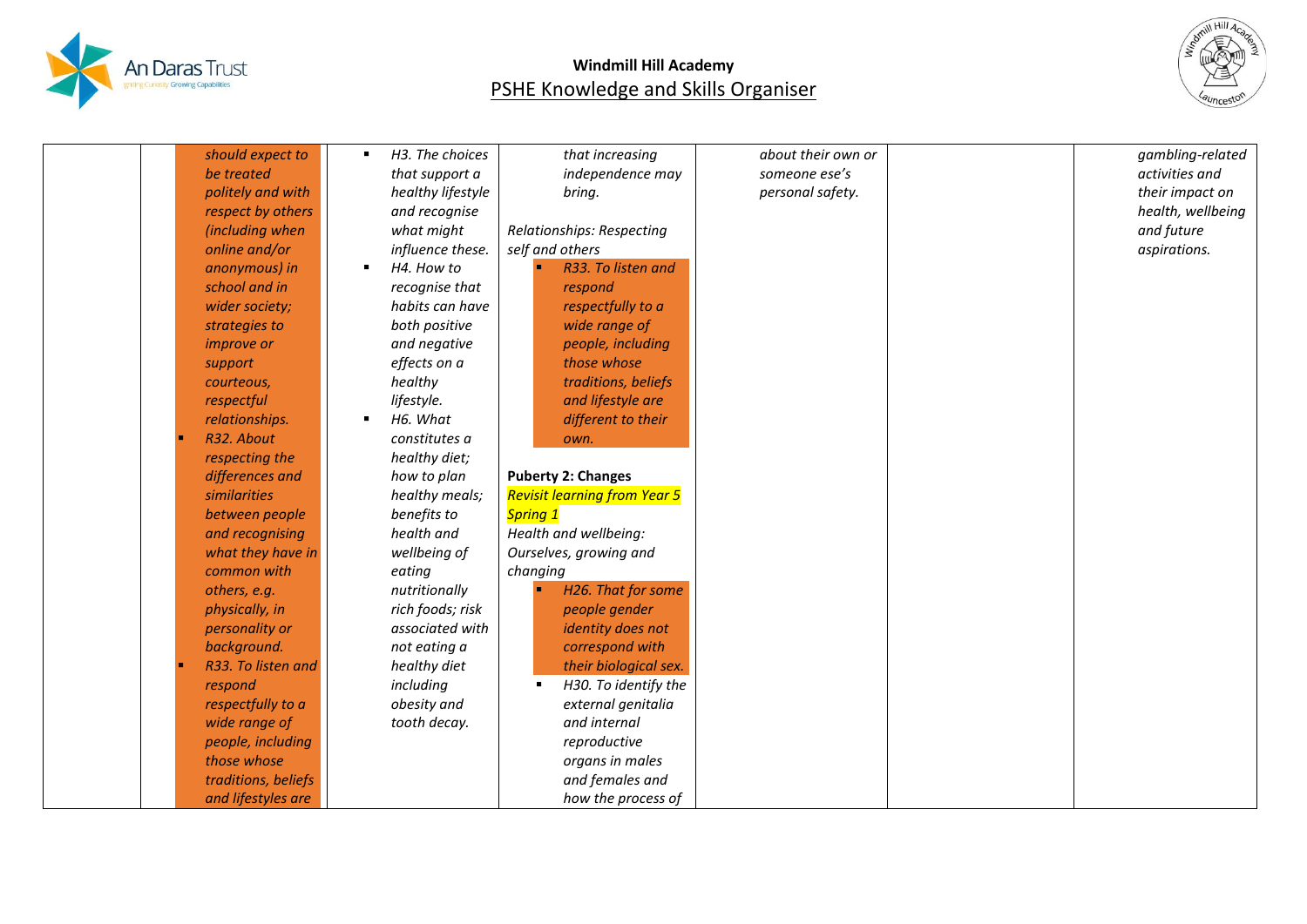**Windmill Hill Academy**
PSHE Knowledge and Skills Organiser

| | | | | | | |
|---|---|---|---|---|---|---|
| | *should expect to be treated politely and with respect by others (including when online and/or anonymous) in school and in wider society; strategies to improve or support courteous, respectful relationships.*<br>▪ *R32. About respecting the differences and similarities between people and recognising what they have in common with others, e.g. physically, in personality or background.*<br>▪ *R33. To listen and respond respectfully to a wide range of people, including those whose traditions, beliefs and lifestyles are* | ▪ *H3. The choices that support a healthy lifestyle and recognise what might influence these.*<br>▪ *H4. How to recognise that habits can have both positive and negative effects on a healthy lifestyle.*<br>▪ *H6. What constitutes a healthy diet; how to plan healthy meals; benefits to health and wellbeing of eating nutritionally rich foods; risk associated with not eating a healthy diet including obesity and tooth decay.* | *that increasing independence may bring.*<br><br>*Relationships: Respecting self and others*<br>▪ *R33. To listen and respond respectfully to a wide range of people, including those whose traditions, beliefs and lifestyle are different to their own.*<br><br>**Puberty 2: Changes**<br>*Revisit learning from Year 5 Spring 1*<br>*Health and wellbeing: Ourselves, growing and changing*<br>▪ *H26. That for some people gender identity does not correspond with their biological sex.*<br>▪ *H30. To identify the external genitalia and internal reproductive organs in males and females and how the process of* | *about their own or someone ese's personal safety.* | | *gambling-related activities and their impact on health, wellbeing and future aspirations.* |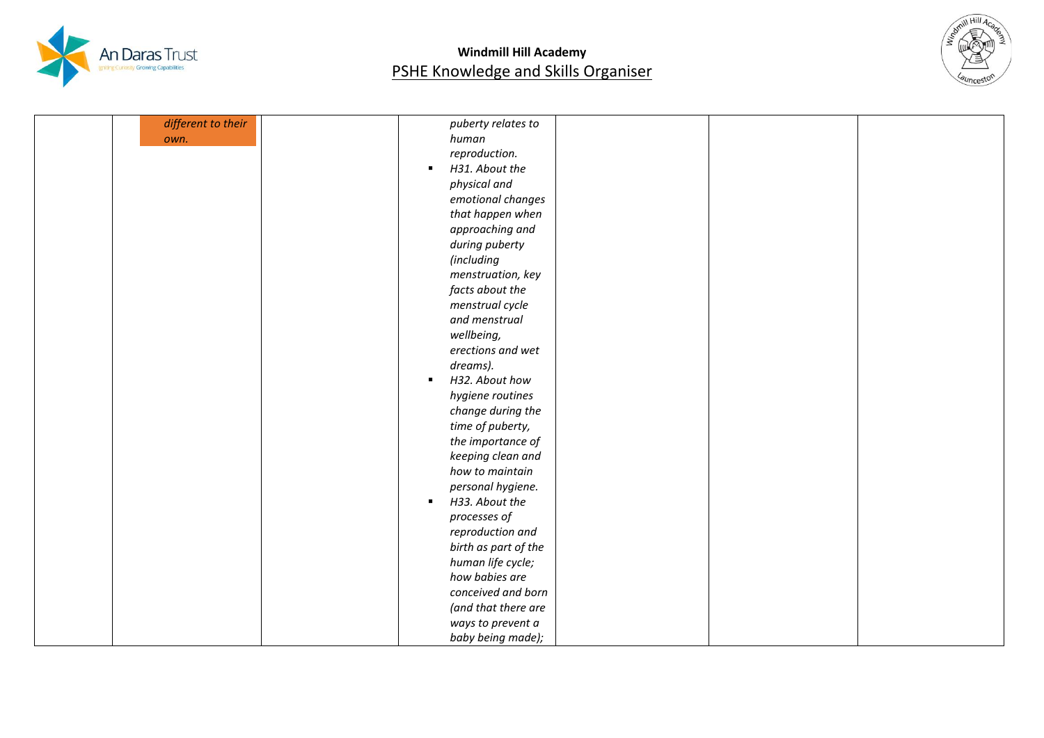**Windmill Hill Academy**

PSHE Knowledge and Skills Organiser

| | | | | | | |
|---|---|---|---|---|---|---|
| | *different to their own.* | | *puberty relates to human reproduction.*<br>▪ *H31. About the physical and emotional changes that happen when approaching and during puberty (including menstruation, key facts about the menstrual cycle and menstrual wellbeing, erections and wet dreams).*<br>▪ *H32. About how hygiene routines change during the time of puberty, the importance of keeping clean and how to maintain personal hygiene.*<br>▪ *H33. About the processes of reproduction and birth as part of the human life cycle; how babies are conceived and born (and that there are ways to prevent a baby being made);* | | | |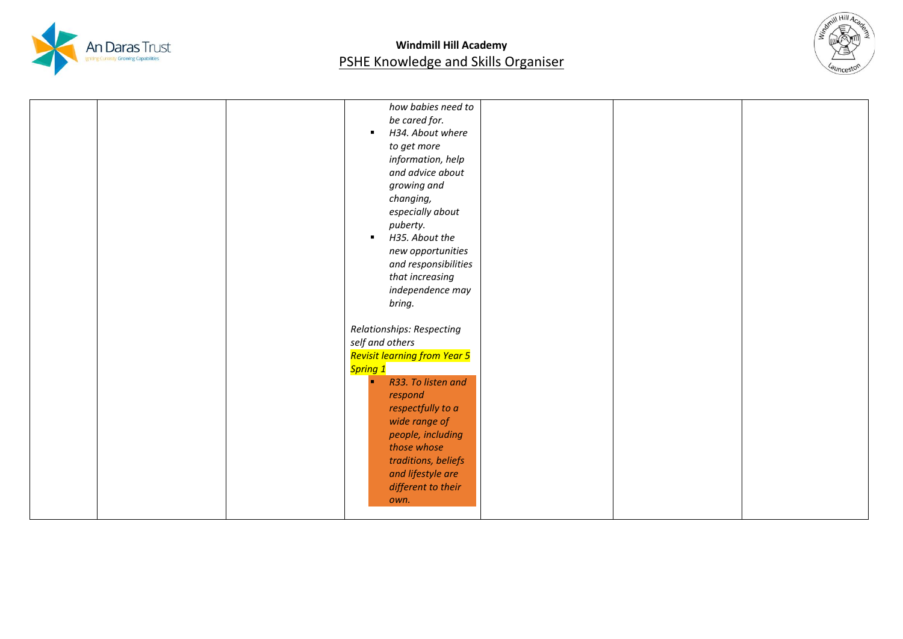**Windmill Hill Academy**
PSHE Knowledge and Skills Organiser

| | | | | | | |
|---|---|---|---|---|---|---|
| | | | *how babies need to be cared for.*<br>▪ *H34. About where to get more information, help and advice about growing and changing, especially about puberty.*<br>▪ *H35. About the new opportunities and responsibilities that increasing independence may bring.*<br><br>*Relationships: Respecting self and others*<br>*Revisit learning from Year 5 Spring 1*<br>▪ *R33. To listen and respond respectfully to a wide range of people, including those whose traditions, beliefs and lifestyle are different to their own.* | | | |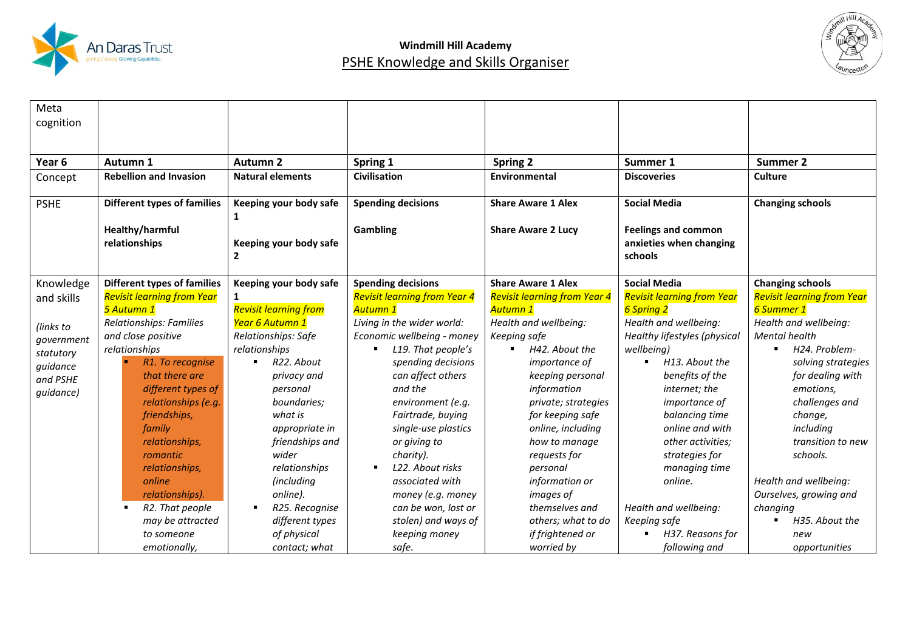**Windmill Hill Academy**

PSHE Knowledge and Skills Organiser

| Meta cognition | | | | | | |
|---|---|---|---|---|---|---|
| **Year 6** | **Autumn 1** | **Autumn 2** | **Spring 1** | **Spring 2** | **Summer 1** | **Summer 2** |
| Concept | **Rebellion and Invasion** | **Natural elements** | **Civilisation** | **Environmental** | **Discoveries** | **Culture** |
| PSHE | **Different types of families**<br><br>**Healthy/harmful relationships** | **Keeping your body safe 1**<br><br>**Keeping your body safe 2** | **Spending decisions**<br><br>**Gambling** | **Share Aware 1 Alex**<br><br>**Share Aware 2 Lucy** | **Social Media**<br><br>**Feelings and common anxieties when changing schools** | **Changing schools** |
| Knowledge and skills<br><br>*(links to government statutory guidance and PSHE guidance)* | **Different types of families**<br>*Revisit learning from Year 5 Autumn 1*<br>*Relationships: Families and close positive relationships*<br>▪ *R1. To recognise that there are different types of relationships (e.g. friendships, family relationships, romantic relationships, online relationships).*<br>▪ *R2. That people may be attracted to someone emotionally,* | **Keeping your body safe 1**<br>*Revisit learning from Year 6 Autumn 1*<br>*Relationships: Safe relationships*<br>▪ *R22. About privacy and personal boundaries; what is appropriate in friendships and wider relationships (including online).*<br>▪ *R25. Recognise different types of physical contact; what* | **Spending decisions**<br>*Revisit learning from Year 4 Autumn 1*<br>*Living in the wider world: Economic wellbeing - money*<br>▪ *L19. That people's spending decisions can affect others and the environment (e.g. Fairtrade, buying single-use plastics or giving to charity).*<br>▪ *L22. About risks associated with money (e.g. money can be won, lost or stolen) and ways of keeping money safe.* | **Share Aware 1 Alex**<br>*Revisit learning from Year 4 Autumn 1*<br>*Health and wellbeing: Keeping safe*<br>▪ *H42. About the importance of keeping personal information private; strategies for keeping safe online, including how to manage requests for personal information or images of themselves and others; what to do if frightened or worried by* | **Social Media**<br>*Revisit learning from Year 6 Spring 2*<br>*Health and wellbeing: Healthy lifestyles (physical wellbeing)*<br>▪ *H13. About the benefits of the internet; the importance of balancing time online and with other activities; strategies for managing time online.*<br><br>*Health and wellbeing: Keeping safe*<br>▪ *H37. Reasons for following and* | **Changing schools**<br>*Revisit learning from Year 6 Summer 1*<br>*Health and wellbeing: Mental health*<br>▪ *H24. Problem-solving strategies for dealing with emotions, challenges and change, including transition to new schools.*<br><br>*Health and wellbeing: Ourselves, growing and changing*<br>▪ *H35. About the new opportunities* |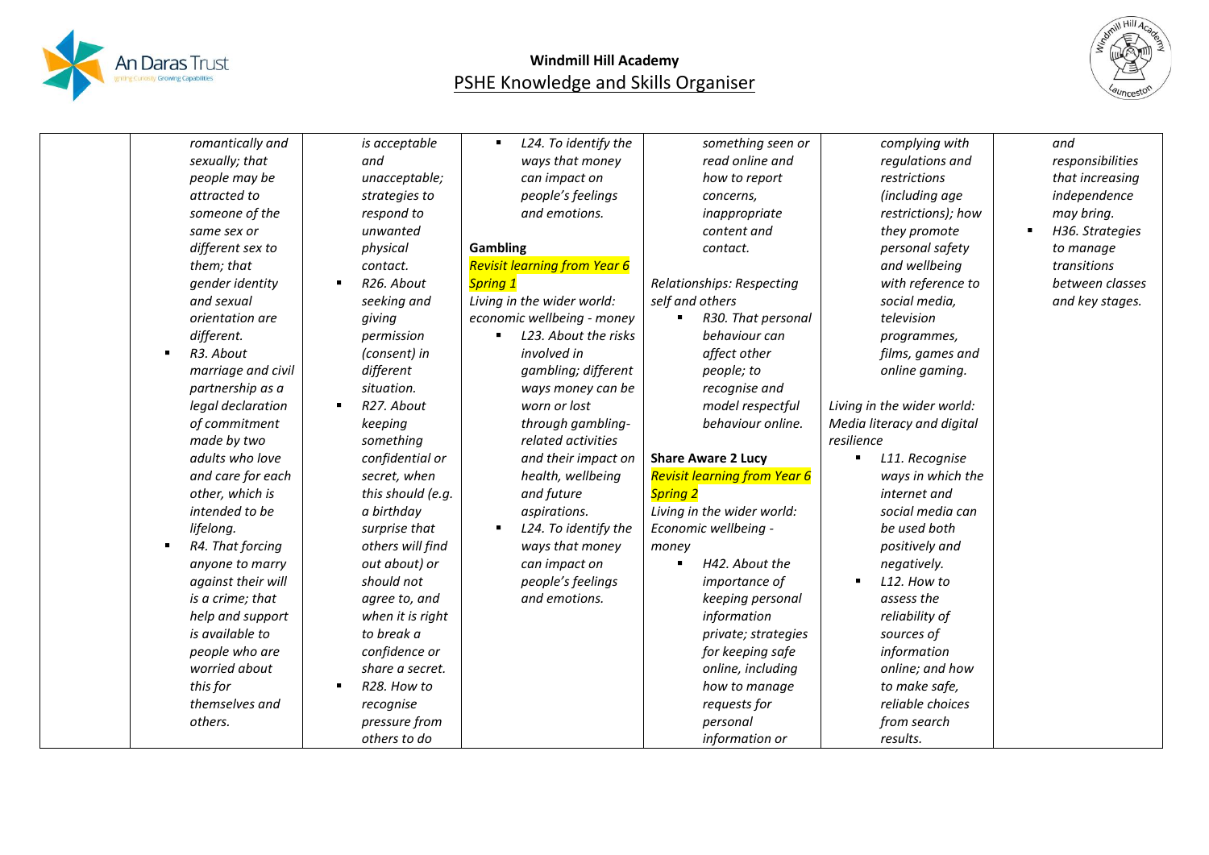**Windmill Hill Academy**
PSHE Knowledge and Skills Organiser

| | | | | | | |
|---|---|---|---|---|---|---|
| | *romantically and sexually; that people may be attracted to someone of the same sex or different sex to them; that gender identity and sexual orientation are different.*<br>▪ *R3. About marriage and civil partnership as a legal declaration of commitment made by two adults who love and care for each other, which is intended to be lifelong.*<br>▪ *R4. That forcing anyone to marry against their will is a crime; that help and support is available to people who are worried about this for themselves and others.* | *is acceptable and unacceptable; strategies to respond to unwanted physical contact.*<br>▪ *R26. About seeking and giving permission (consent) in different situation.*<br>▪ *R27. About keeping something confidential or secret, when this should (e.g. a birthday surprise that others will find out about) or should not agree to, and when it is right to break a confidence or share a secret.*<br>▪ *R28. How to recognise pressure from others to do* | ▪ *L24. To identify the ways that money can impact on people's feelings and emotions.*<br><br>**Gambling**<br>*Revisit learning from Year 6 Spring 1*<br>*Living in the wider world: economic wellbeing - money*<br>▪ *L23. About the risks involved in gambling; different ways money can be worn or lost through gambling-related activities and their impact on health, wellbeing and future aspirations.*<br>▪ *L24. To identify the ways that money can impact on people's feelings and emotions.* | *something seen or read online and how to report concerns, inappropriate content and contact.*<br><br>*Relationships: Respecting self and others*<br>▪ *R30. That personal behaviour can affect other people; to recognise and model respectful behaviour online.*<br><br>**Share Aware 2 Lucy**<br>*Revisit learning from Year 6 Spring 2*<br>*Living in the wider world: Economic wellbeing - money*<br>▪ *H42. About the importance of keeping personal information private; strategies for keeping safe online, including how to manage requests for personal information or* | *complying with regulations and restrictions (including age restrictions); how they promote personal safety and wellbeing with reference to social media, television programmes, films, games and online gaming.*<br><br>*Living in the wider world: Media literacy and digital resilience*<br>▪ *L11. Recognise ways in which the internet and social media can be used both positively and negatively.*<br>▪ *L12. How to assess the reliability of sources of information online; and how to make safe, reliable choices from search results.* | *and responsibilities that increasing independence may bring.*<br>▪ *H36. Strategies to manage transitions between classes and key stages.* |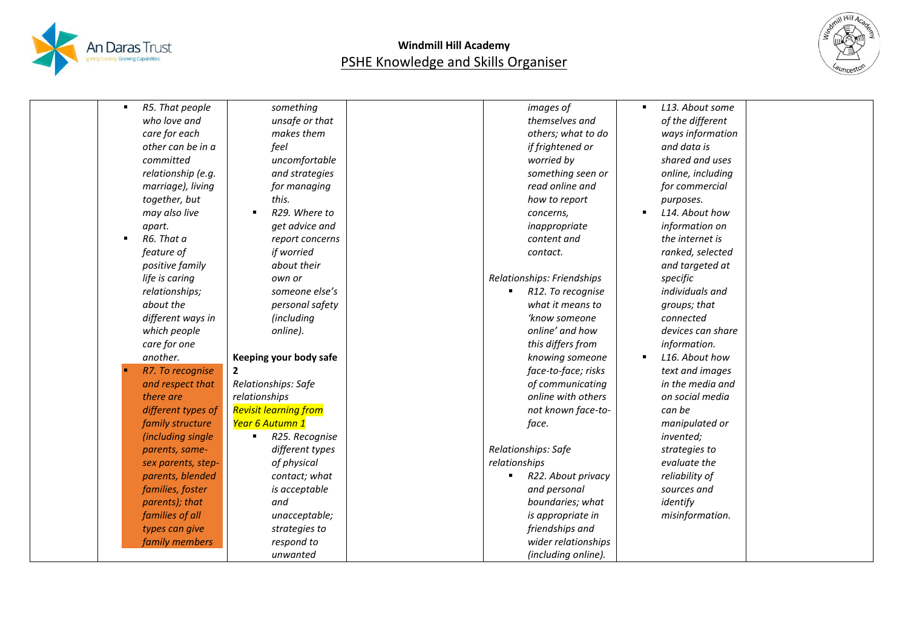**Windmill Hill Academy**
PSHE Knowledge and Skills Organiser

| | | | | | | |
|---|---|---|---|---|---|---|
| | - *R5. That people who love and care for each other can be in a committed relationship (e.g. marriage), living together, but may also live apart.*<br>- *R6. That a feature of positive family life is caring relationships; about the different ways in which people care for one another.*<br>- *R7. To recognise and respect that there are different types of family structure (including single parents, same-sex parents, step-parents, blended families, foster parents); that families of all types can give family members* | *something unsafe or that makes them feel uncomfortable and strategies for managing this.*<br>- *R29. Where to get advice and report concerns if worried about their own or someone else's personal safety (including online).*<br><br>**Keeping your body safe 2**<br>*Relationships: Safe relationships*<br>*Revisit learning from Year 6 Autumn 1*<br>- *R25. Recognise different types of physical contact; what is acceptable and unacceptable; strategies to respond to unwanted* | | *images of themselves and others; what to do if frightened or worried by something seen or read online and how to report concerns, inappropriate content and contact.*<br><br>*Relationships: Friendships*<br>- *R12. To recognise what it means to 'know someone online' and how this differs from knowing someone face-to-face; risks of communicating online with others not known face-to-face.*<br><br>*Relationships: Safe relationships*<br>- *R22. About privacy and personal boundaries; what is appropriate in friendships and wider relationships (including online).* | - *L13. About some of the different ways information and data is shared and uses online, including for commercial purposes.*<br>- *L14. About how information on the internet is ranked, selected and targeted at specific individuals and groups; that connected devices can share information.*<br>- *L16. About how text and images in the media and on social media can be manipulated or invented; strategies to evaluate the reliability of sources and identify misinformation.* | |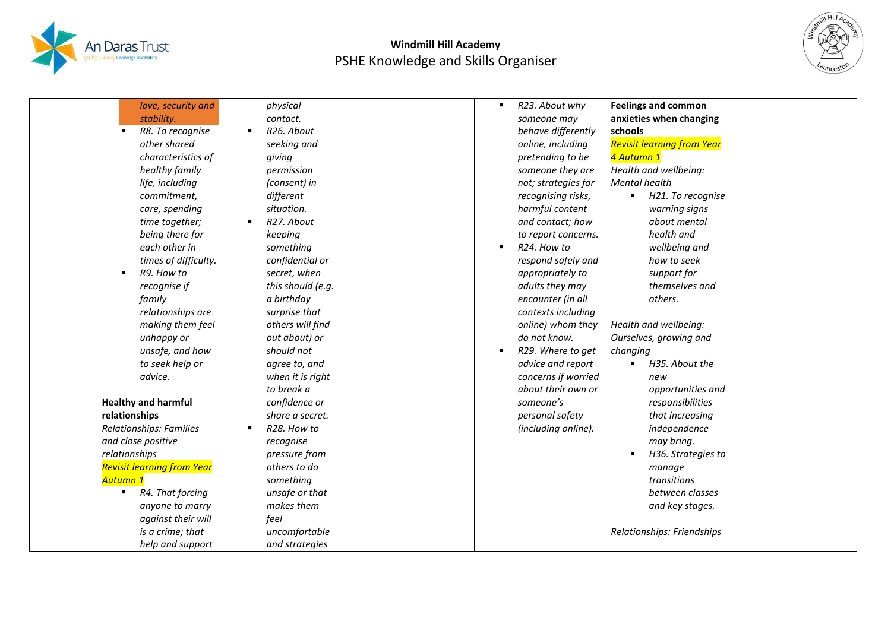**Windmill Hill Academy**
PSHE Knowledge and Skills Organiser

| | | | | | | |
|---|---|---|---|---|---|---|
| | *love, security and stability.*<br>▪ *R8. To recognise other shared characteristics of healthy family life, including commitment, care, spending time together; being there for each other in times of difficulty.*<br>▪ *R9. How to recognise if family relationships are making them feel unhappy or unsafe, and how to seek help or advice.*<br><br>**Healthy and harmful relationships**<br>*Relationships: Families and close positive relationships*<br>Revisit learning from Year Autumn 1<br>▪ *R4. That forcing anyone to marry against their will is a crime; that help and support* | *physical contact.*<br>▪ *R26. About seeking and giving permission (consent) in different situation.*<br>▪ *R27. About keeping something confidential or secret, when this should (e.g. a birthday surprise that others will find out about) or should not agree to, and when it is right to break a confidence or share a secret.*<br>▪ *R28. How to recognise pressure from others to do something unsafe or that makes them feel uncomfortable and strategies* | | ▪ *R23. About why someone may behave differently online, including pretending to be someone they are not; strategies for recognising risks, harmful content and contact; how to report concerns.*<br>▪ *R24. How to respond safely and appropriately to adults they may encounter (in all contexts including online) whom they do not know.*<br>▪ *R29. Where to get advice and report concerns if worried about their own or someone's personal safety (including online).* | **Feelings and common anxieties when changing schools**<br>Revisit learning from Year 4 Autumn 1<br>*Health and wellbeing: Mental health*<br>▪ *H21. To recognise warning signs about mental health and wellbeing and how to seek support for themselves and others.*<br><br>*Health and wellbeing: Ourselves, growing and changing*<br>▪ *H35. About the new opportunities and responsibilities that increasing independence may bring.*<br>▪ *H36. Strategies to manage transitions between classes and key stages.*<br><br>*Relationships: Friendships* | |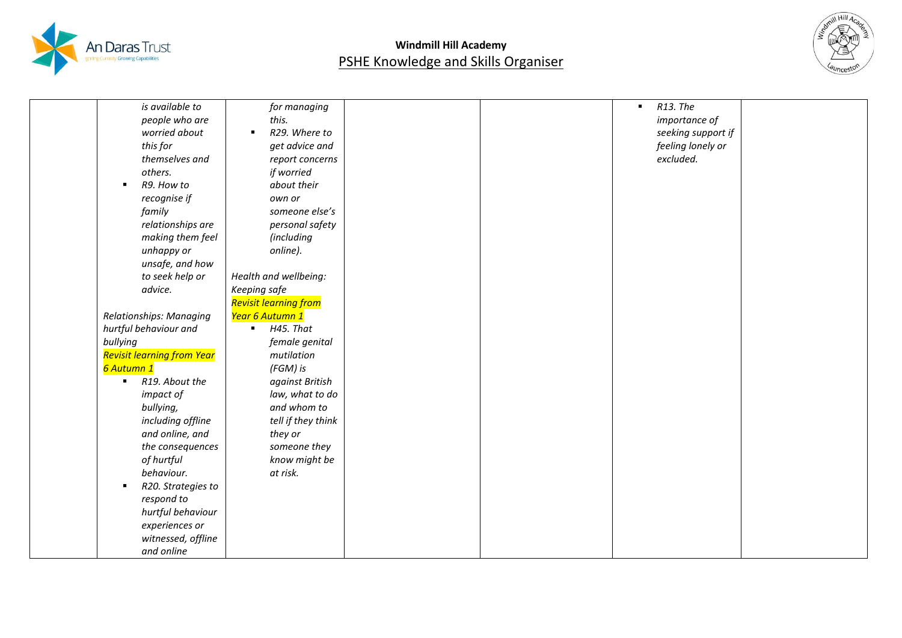**Windmill Hill Academy**
PSHE Knowledge and Skills Organiser

| | | | | | | |
|---|---|---|---|---|---|---|
| | *is available to people who are worried about this for themselves and others.*<br>▪ *R9. How to recognise if family relationships are making them feel unhappy or unsafe, and how to seek help or advice.*<br><br>*Relationships: Managing hurtful behaviour and bullying*<br>*Revisit learning from Year 6 Autumn 1*<br>▪ *R19. About the impact of bullying, including offline and online, and the consequences of hurtful behaviour.*<br>▪ *R20. Strategies to respond to hurtful behaviour experiences or witnessed, offline and online* | *for managing this.*<br>▪ *R29. Where to get advice and report concerns if worried about their own or someone else's personal safety (including online).*<br><br>*Health and wellbeing: Keeping safe*<br>*Revisit learning from Year 6 Autumn 1*<br>▪ *H45. That female genital mutilation (FGM) is against British law, what to do and whom to tell if they think they or someone they know might be at risk.* | | | ▪ *R13. The importance of seeking support if feeling lonely or excluded.* | |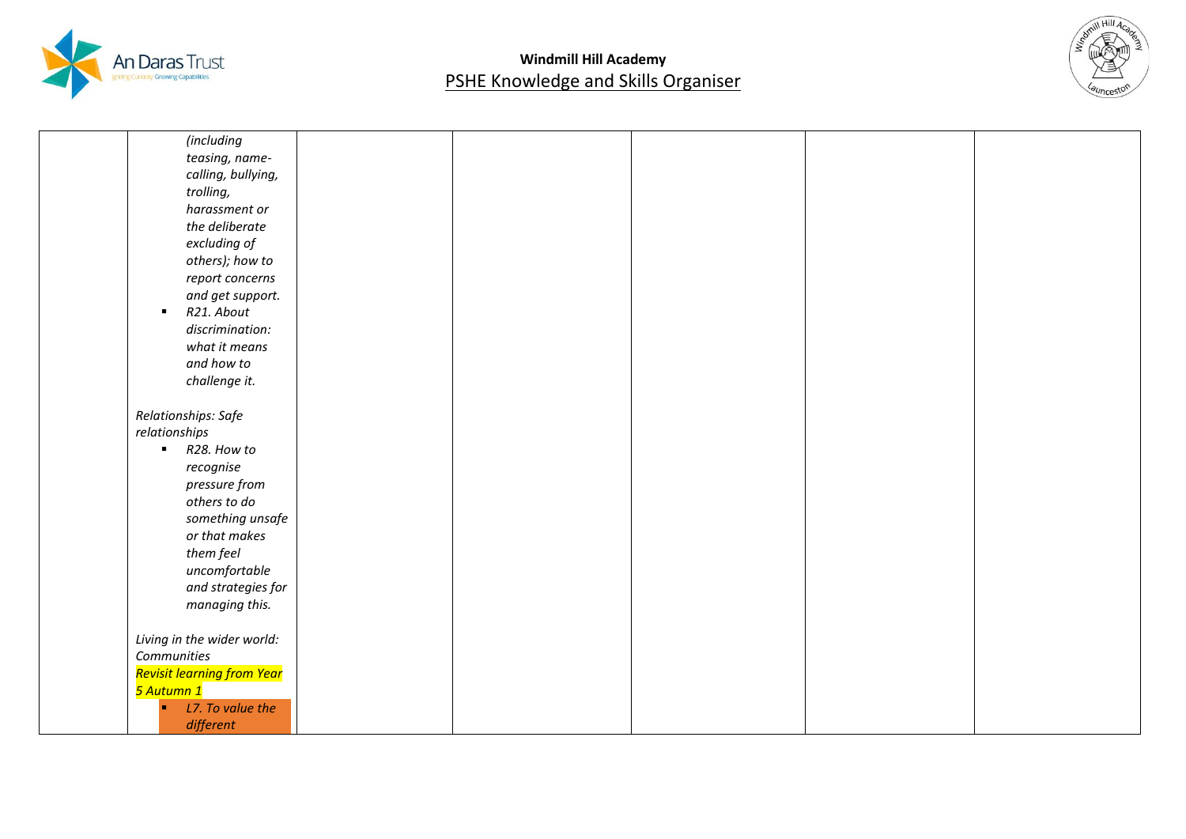**Windmill Hill Academy**
PSHE Knowledge and Skills Organiser

| | | | | | | |
|---|---|---|---|---|---|---|
| | *(including teasing, name-calling, bullying, trolling, harassment or the deliberate excluding of others); how to report concerns and get support.*<br>▪ *R21. About discrimination: what it means and how to challenge it.*<br><br>*Relationships: Safe relationships*<br>▪ *R28. How to recognise pressure from others to do something unsafe or that makes them feel uncomfortable and strategies for managing this.*<br><br>*Living in the wider world: Communities*<br>*Revisit learning from Year 5 Autumn 1*<br>▪ *L7. To value the different* | | | | | |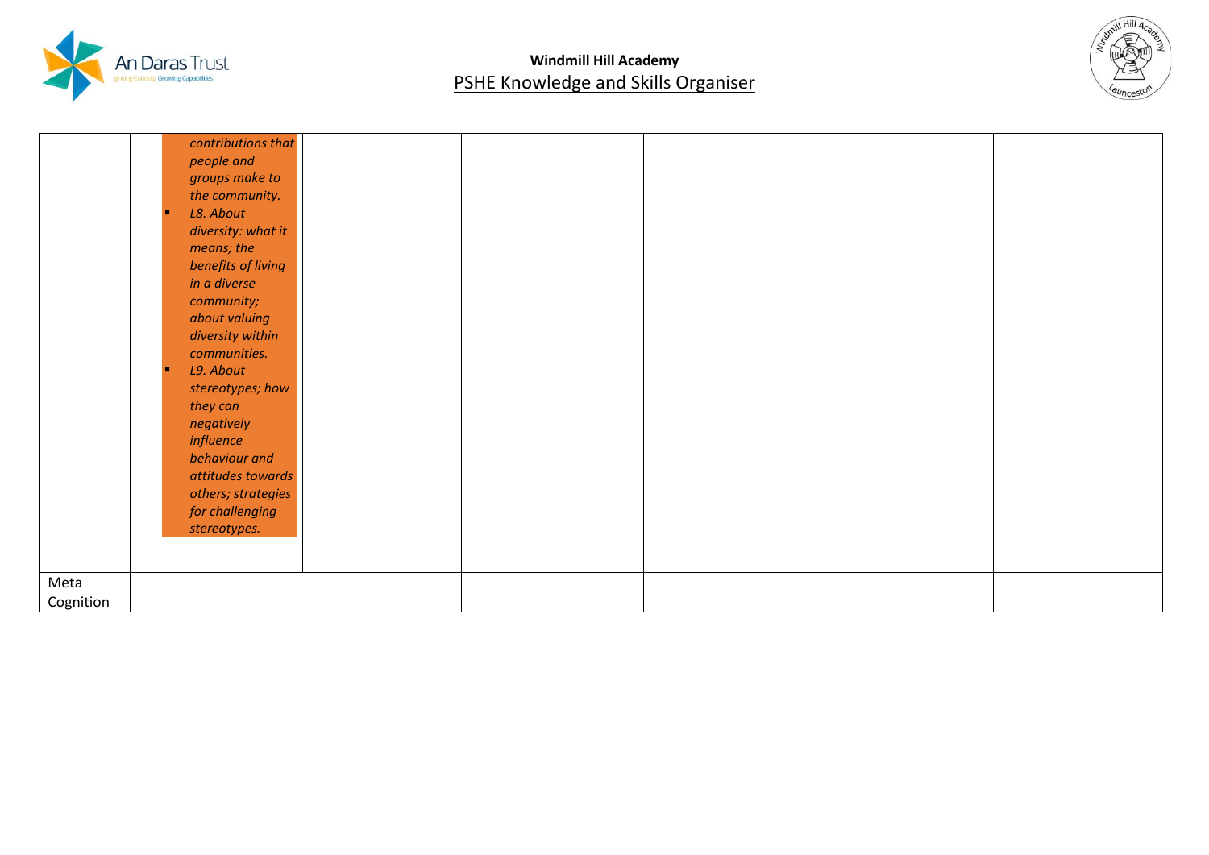**Windmill Hill Academy**

PSHE Knowledge and Skills Organiser

| | | | | | | |
|---|---|---|---|---|---|---|
| | *contributions that people and groups make to the community.*<br>▪ *L8. About diversity: what it means; the benefits of living in a diverse community; about valuing diversity within communities.*<br>▪ *L9. About stereotypes; how they can negatively influence behaviour and attitudes towards others; strategies for challenging stereotypes.* | | | | | |
| Meta Cognition | | | | | | |